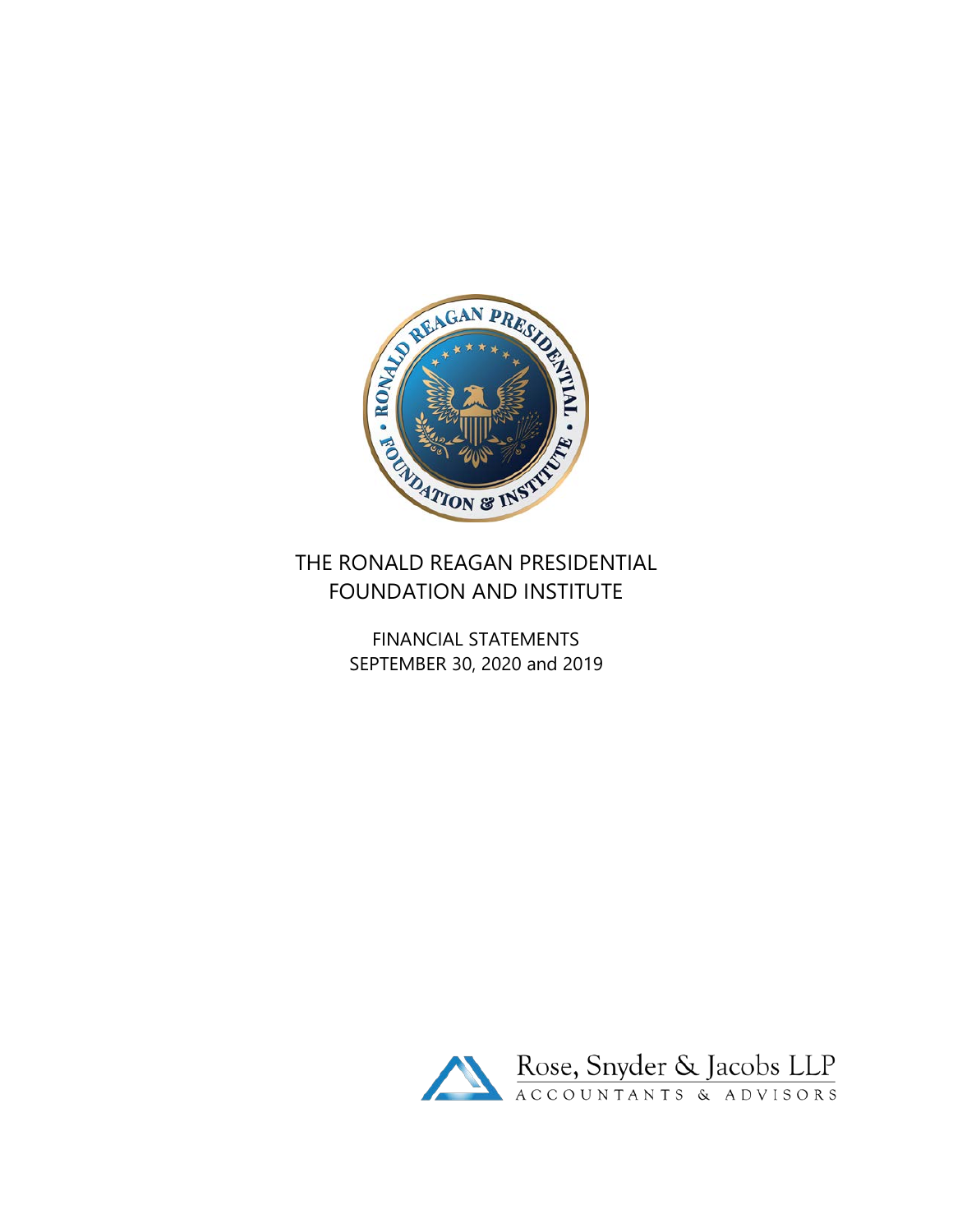# THE RONALD REAGAN PRESIDENTIAL FOUNDATION AND INSTITUTE

FINANCIAL STATEMENTS
SEPTEMBER 30, 2020 and 2019

Rose, Snyder & Jacobs LLP
ACCOUNTANTS & ADVISORS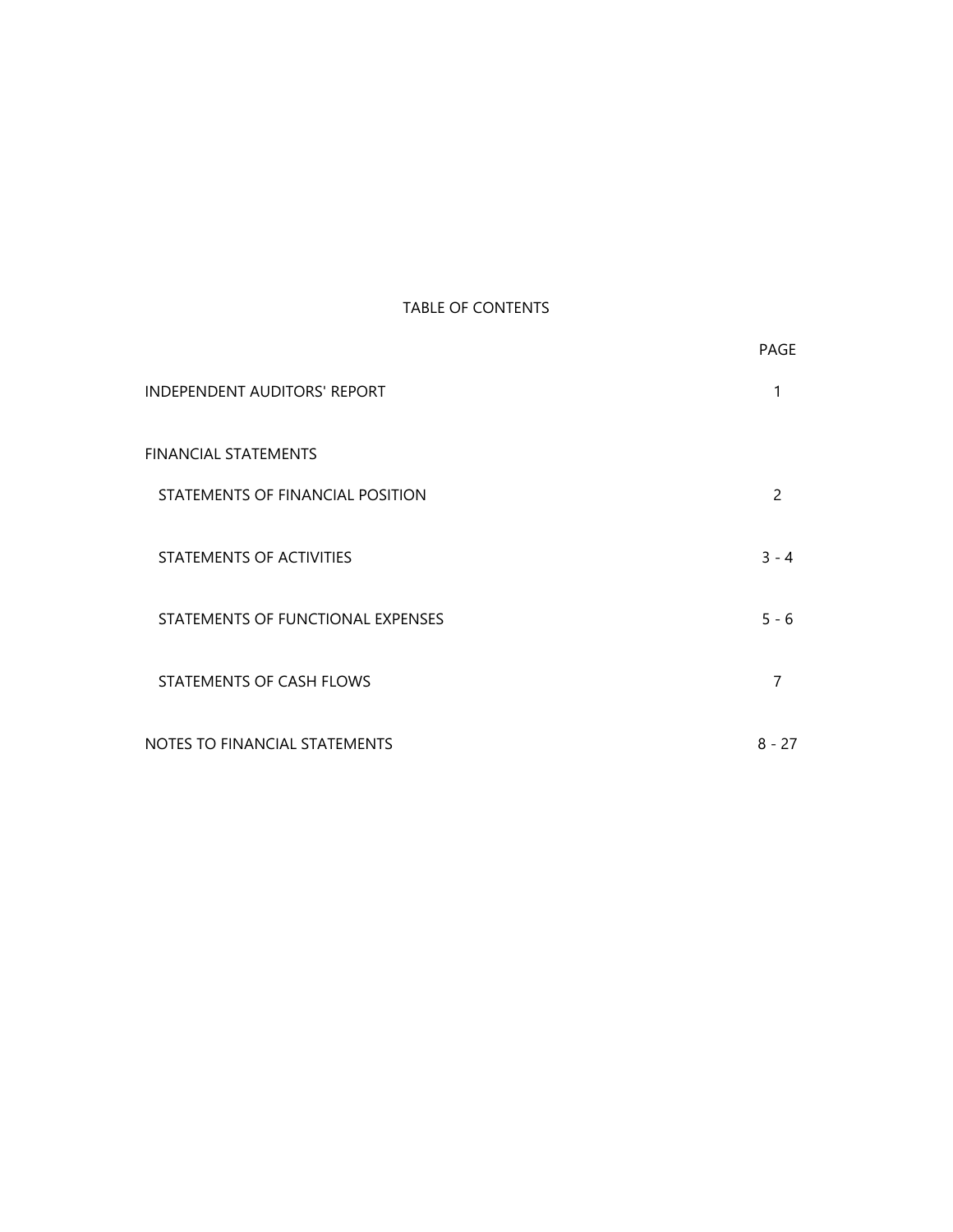# TABLE OF CONTENTS

| | PAGE |
|---|---|
| INDEPENDENT AUDITORS' REPORT | 1 |
| FINANCIAL STATEMENTS | |
| STATEMENTS OF FINANCIAL POSITION | 2 |
| STATEMENTS OF ACTIVITIES | 3 - 4 |
| STATEMENTS OF FUNCTIONAL EXPENSES | 5 - 6 |
| STATEMENTS OF CASH FLOWS | 7 |
| NOTES TO FINANCIAL STATEMENTS | 8 - 27 |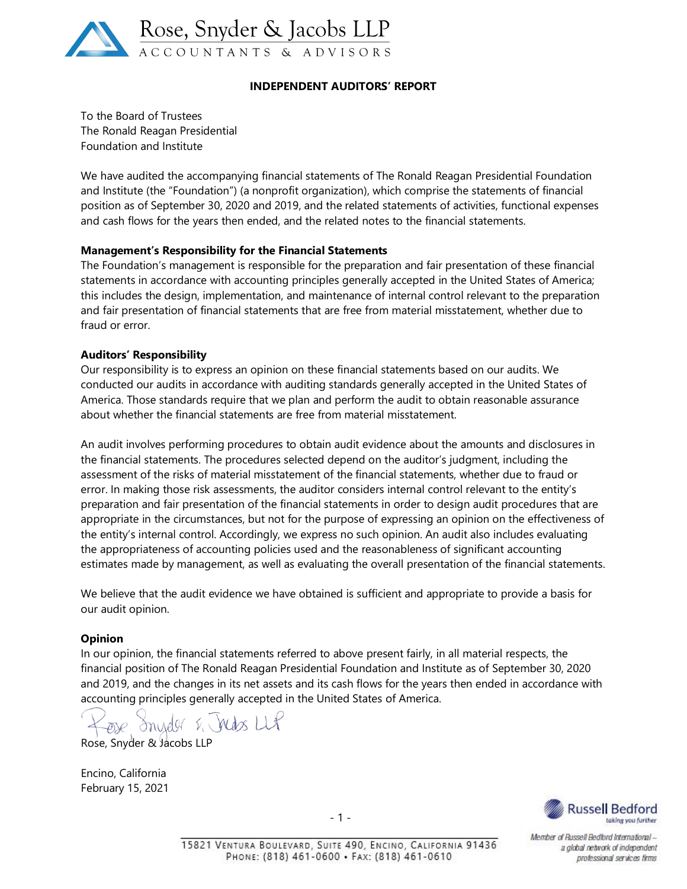Rose, Snyder & Jacobs LLP
ACCOUNTANTS & ADVISORS

## INDEPENDENT AUDITORS' REPORT

To the Board of Trustees
The Ronald Reagan Presidential
Foundation and Institute

We have audited the accompanying financial statements of The Ronald Reagan Presidential Foundation and Institute (the "Foundation") (a nonprofit organization), which comprise the statements of financial position as of September 30, 2020 and 2019, and the related statements of activities, functional expenses and cash flows for the years then ended, and the related notes to the financial statements.

**Management's Responsibility for the Financial Statements**
The Foundation's management is responsible for the preparation and fair presentation of these financial statements in accordance with accounting principles generally accepted in the United States of America; this includes the design, implementation, and maintenance of internal control relevant to the preparation and fair presentation of financial statements that are free from material misstatement, whether due to fraud or error.

**Auditors' Responsibility**
Our responsibility is to express an opinion on these financial statements based on our audits. We conducted our audits in accordance with auditing standards generally accepted in the United States of America. Those standards require that we plan and perform the audit to obtain reasonable assurance about whether the financial statements are free from material misstatement.

An audit involves performing procedures to obtain audit evidence about the amounts and disclosures in the financial statements. The procedures selected depend on the auditor's judgment, including the assessment of the risks of material misstatement of the financial statements, whether due to fraud or error. In making those risk assessments, the auditor considers internal control relevant to the entity's preparation and fair presentation of the financial statements in order to design audit procedures that are appropriate in the circumstances, but not for the purpose of expressing an opinion on the effectiveness of the entity's internal control. Accordingly, we express no such opinion. An audit also includes evaluating the appropriateness of accounting policies used and the reasonableness of significant accounting estimates made by management, as well as evaluating the overall presentation of the financial statements.

We believe that the audit evidence we have obtained is sufficient and appropriate to provide a basis for our audit opinion.

**Opinion**
In our opinion, the financial statements referred to above present fairly, in all material respects, the financial position of The Ronald Reagan Presidential Foundation and Institute as of September 30, 2020 and 2019, and the changes in its net assets and its cash flows for the years then ended in accordance with accounting principles generally accepted in the United States of America.

Rose, Snyder & Jacobs LLP

Encino, California
February 15, 2021

15821 Ventura Boulevard, Suite 490, Encino, California 91436
Phone: (818) 461-0600 • Fax: (818) 461-0610

Russell Bedford
taking you further

Member of Russell Bedford International – a global network of independent professional services firms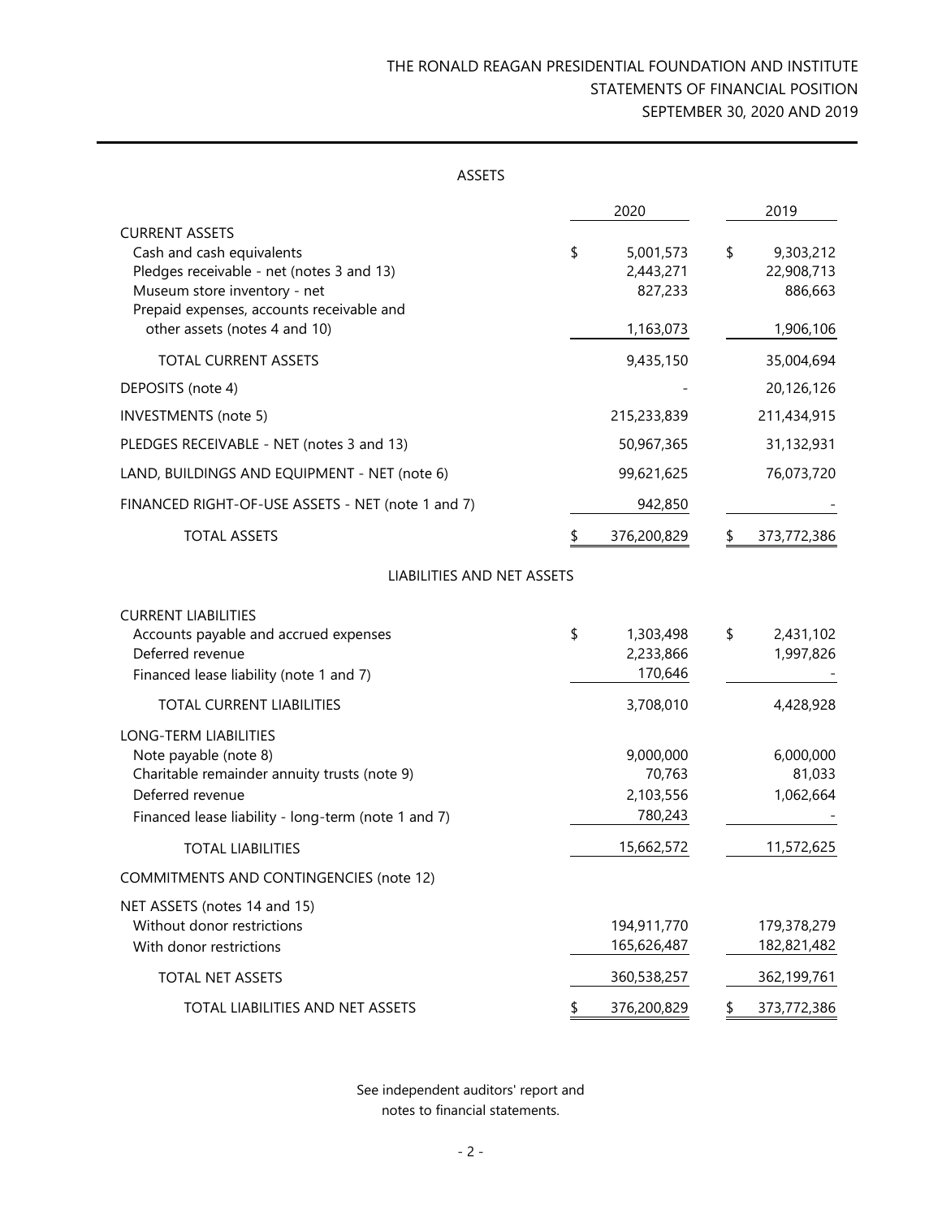# THE RONALD REAGAN PRESIDENTIAL FOUNDATION AND INSTITUTE
## STATEMENTS OF FINANCIAL POSITION
## SEPTEMBER 30, 2020 AND 2019

### ASSETS

| | 2020 | 2019 |
|---|---|---|
| **CURRENT ASSETS** | | |
| Cash and cash equivalents | $ 5,001,573 | $ 9,303,212 |
| Pledges receivable - net (notes 3 and 13) | 2,443,271 | 22,908,713 |
| Museum store inventory - net | 827,233 | 886,663 |
| Prepaid expenses, accounts receivable and other assets (notes 4 and 10) | 1,163,073 | 1,906,106 |
| TOTAL CURRENT ASSETS | 9,435,150 | 35,004,694 |
| DEPOSITS (note 4) | - | 20,126,126 |
| INVESTMENTS (note 5) | 215,233,839 | 211,434,915 |
| PLEDGES RECEIVABLE - NET (notes 3 and 13) | 50,967,365 | 31,132,931 |
| LAND, BUILDINGS AND EQUIPMENT - NET (note 6) | 99,621,625 | 76,073,720 |
| FINANCED RIGHT-OF-USE ASSETS - NET (note 1 and 7) | 942,850 | - |
| TOTAL ASSETS | $ 376,200,829 | $ 373,772,386 |

### LIABILITIES AND NET ASSETS

| | 2020 | 2019 |
|---|---|---|
| **CURRENT LIABILITIES** | | |
| Accounts payable and accrued expenses | $ 1,303,498 | $ 2,431,102 |
| Deferred revenue | 2,233,866 | 1,997,826 |
| Financed lease liability (note 1 and 7) | 170,646 | - |
| TOTAL CURRENT LIABILITIES | 3,708,010 | 4,428,928 |
| **LONG-TERM LIABILITIES** | | |
| Note payable (note 8) | 9,000,000 | 6,000,000 |
| Charitable remainder annuity trusts (note 9) | 70,763 | 81,033 |
| Deferred revenue | 2,103,556 | 1,062,664 |
| Financed lease liability - long-term (note 1 and 7) | 780,243 | - |
| TOTAL LIABILITIES | 15,662,572 | 11,572,625 |
| COMMITMENTS AND CONTINGENCIES (note 12) | | |
| **NET ASSETS (notes 14 and 15)** | | |
| Without donor restrictions | 194,911,770 | 179,378,279 |
| With donor restrictions | 165,626,487 | 182,821,482 |
| TOTAL NET ASSETS | 360,538,257 | 362,199,761 |
| TOTAL LIABILITIES AND NET ASSETS | $ 376,200,829 | $ 373,772,386 |

See independent auditors' report and notes to financial statements.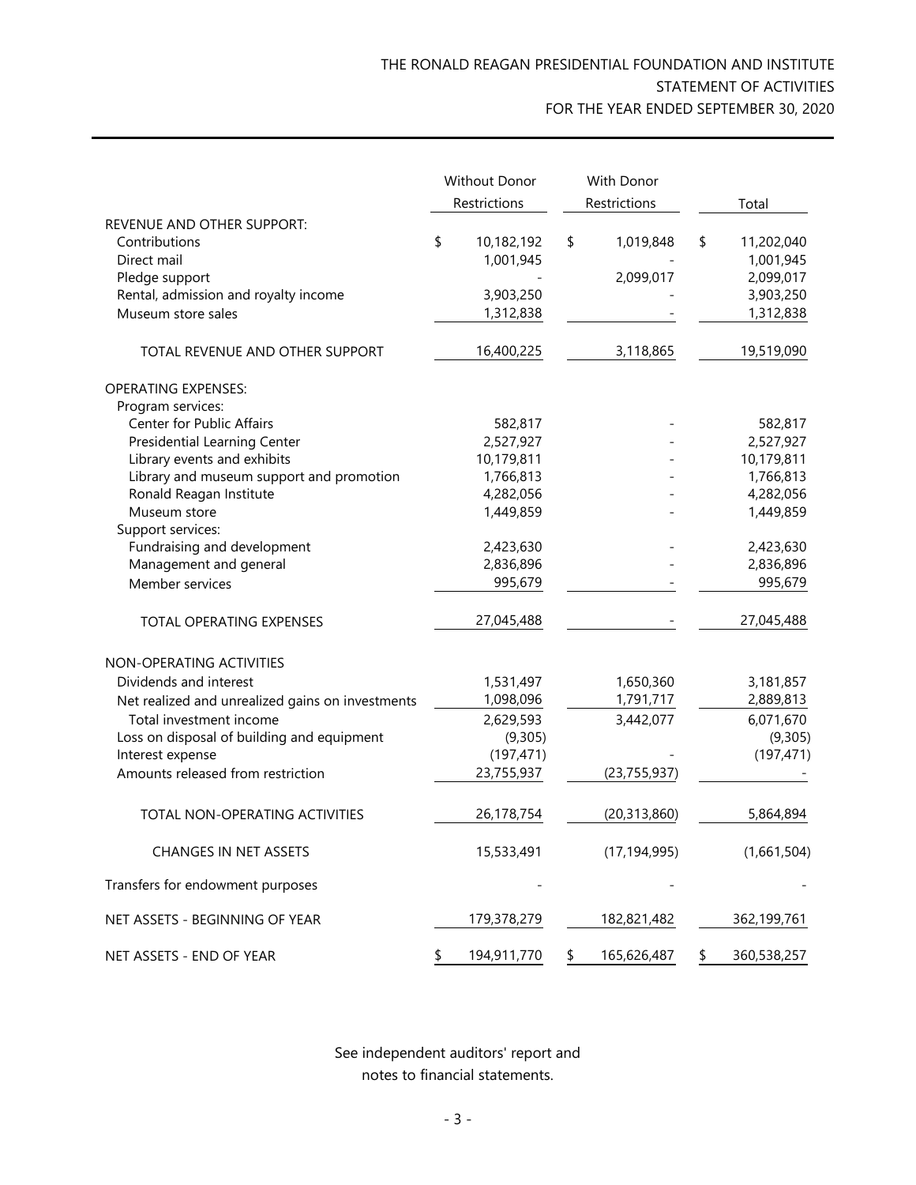# THE RONALD REAGAN PRESIDENTIAL FOUNDATION AND INSTITUTE
## STATEMENT OF ACTIVITIES
## FOR THE YEAR ENDED SEPTEMBER 30, 2020

| | Without Donor Restrictions | With Donor Restrictions | Total |
|---|---|---|---|
| REVENUE AND OTHER SUPPORT: | | | |
| Contributions | $ 10,182,192 | $ 1,019,848 | $ 11,202,040 |
| Direct mail | 1,001,945 | - | 1,001,945 |
| Pledge support | - | 2,099,017 | 2,099,017 |
| Rental, admission and royalty income | 3,903,250 | - | 3,903,250 |
| Museum store sales | 1,312,838 | - | 1,312,838 |
| TOTAL REVENUE AND OTHER SUPPORT | 16,400,225 | 3,118,865 | 19,519,090 |
| OPERATING EXPENSES: | | | |
| Program services: | | | |
| Center for Public Affairs | 582,817 | - | 582,817 |
| Presidential Learning Center | 2,527,927 | - | 2,527,927 |
| Library events and exhibits | 10,179,811 | - | 10,179,811 |
| Library and museum support and promotion | 1,766,813 | - | 1,766,813 |
| Ronald Reagan Institute | 4,282,056 | - | 4,282,056 |
| Museum store | 1,449,859 | - | 1,449,859 |
| Support services: | | | |
| Fundraising and development | 2,423,630 | - | 2,423,630 |
| Management and general | 2,836,896 | - | 2,836,896 |
| Member services | 995,679 | - | 995,679 |
| TOTAL OPERATING EXPENSES | 27,045,488 | - | 27,045,488 |
| NON-OPERATING ACTIVITIES | | | |
| Dividends and interest | 1,531,497 | 1,650,360 | 3,181,857 |
| Net realized and unrealized gains on investments | 1,098,096 | 1,791,717 | 2,889,813 |
| Total investment income | 2,629,593 | 3,442,077 | 6,071,670 |
| Loss on disposal of building and equipment | (9,305) | | (9,305) |
| Interest expense | (197,471) | - | (197,471) |
| Amounts released from restriction | 23,755,937 | (23,755,937) | - |
| TOTAL NON-OPERATING ACTIVITIES | 26,178,754 | (20,313,860) | 5,864,894 |
| CHANGES IN NET ASSETS | 15,533,491 | (17,194,995) | (1,661,504) |
| Transfers for endowment purposes | - | - | - |
| NET ASSETS - BEGINNING OF YEAR | 179,378,279 | 182,821,482 | 362,199,761 |
| NET ASSETS - END OF YEAR | $ 194,911,770 | $ 165,626,487 | $ 360,538,257 |

See independent auditors' report and notes to financial statements.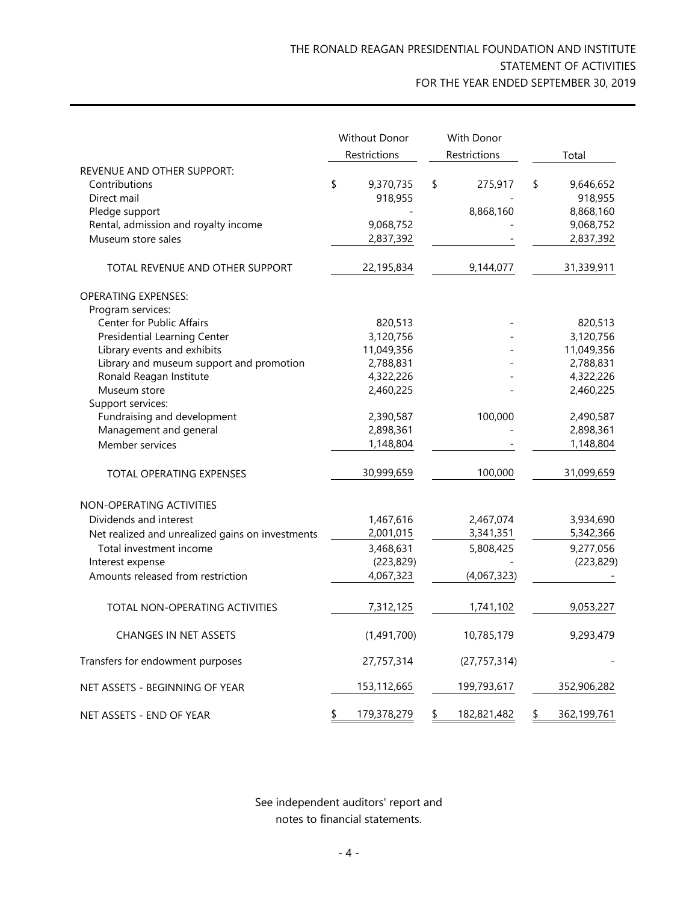# THE RONALD REAGAN PRESIDENTIAL FOUNDATION AND INSTITUTE
## STATEMENT OF ACTIVITIES
### FOR THE YEAR ENDED SEPTEMBER 30, 2019

| | Without Donor Restrictions | With Donor Restrictions | Total |
|---|---|---|---|
| REVENUE AND OTHER SUPPORT: | | | |
| Contributions | $ 9,370,735 | $ 275,917 | $ 9,646,652 |
| Direct mail | 918,955 | - | 918,955 |
| Pledge support | - | 8,868,160 | 8,868,160 |
| Rental, admission and royalty income | 9,068,752 | - | 9,068,752 |
| Museum store sales | 2,837,392 | - | 2,837,392 |
| TOTAL REVENUE AND OTHER SUPPORT | 22,195,834 | 9,144,077 | 31,339,911 |
| OPERATING EXPENSES: | | | |
| Program services: | | | |
| Center for Public Affairs | 820,513 | - | 820,513 |
| Presidential Learning Center | 3,120,756 | - | 3,120,756 |
| Library events and exhibits | 11,049,356 | - | 11,049,356 |
| Library and museum support and promotion | 2,788,831 | - | 2,788,831 |
| Ronald Reagan Institute | 4,322,226 | - | 4,322,226 |
| Museum store | 2,460,225 | - | 2,460,225 |
| Support services: | | | |
| Fundraising and development | 2,390,587 | 100,000 | 2,490,587 |
| Management and general | 2,898,361 | - | 2,898,361 |
| Member services | 1,148,804 | - | 1,148,804 |
| TOTAL OPERATING EXPENSES | 30,999,659 | 100,000 | 31,099,659 |
| NON-OPERATING ACTIVITIES | | | |
| Dividends and interest | 1,467,616 | 2,467,074 | 3,934,690 |
| Net realized and unrealized gains on investments | 2,001,015 | 3,341,351 | 5,342,366 |
| Total investment income | 3,468,631 | 5,808,425 | 9,277,056 |
| Interest expense | (223,829) | - | (223,829) |
| Amounts released from restriction | 4,067,323 | (4,067,323) | - |
| TOTAL NON-OPERATING ACTIVITIES | 7,312,125 | 1,741,102 | 9,053,227 |
| CHANGES IN NET ASSETS | (1,491,700) | 10,785,179 | 9,293,479 |
| Transfers for endowment purposes | 27,757,314 | (27,757,314) | - |
| NET ASSETS - BEGINNING OF YEAR | 153,112,665 | 199,793,617 | 352,906,282 |
| NET ASSETS - END OF YEAR | $ 179,378,279 | $ 182,821,482 | $ 362,199,761 |

See independent auditors' report and notes to financial statements.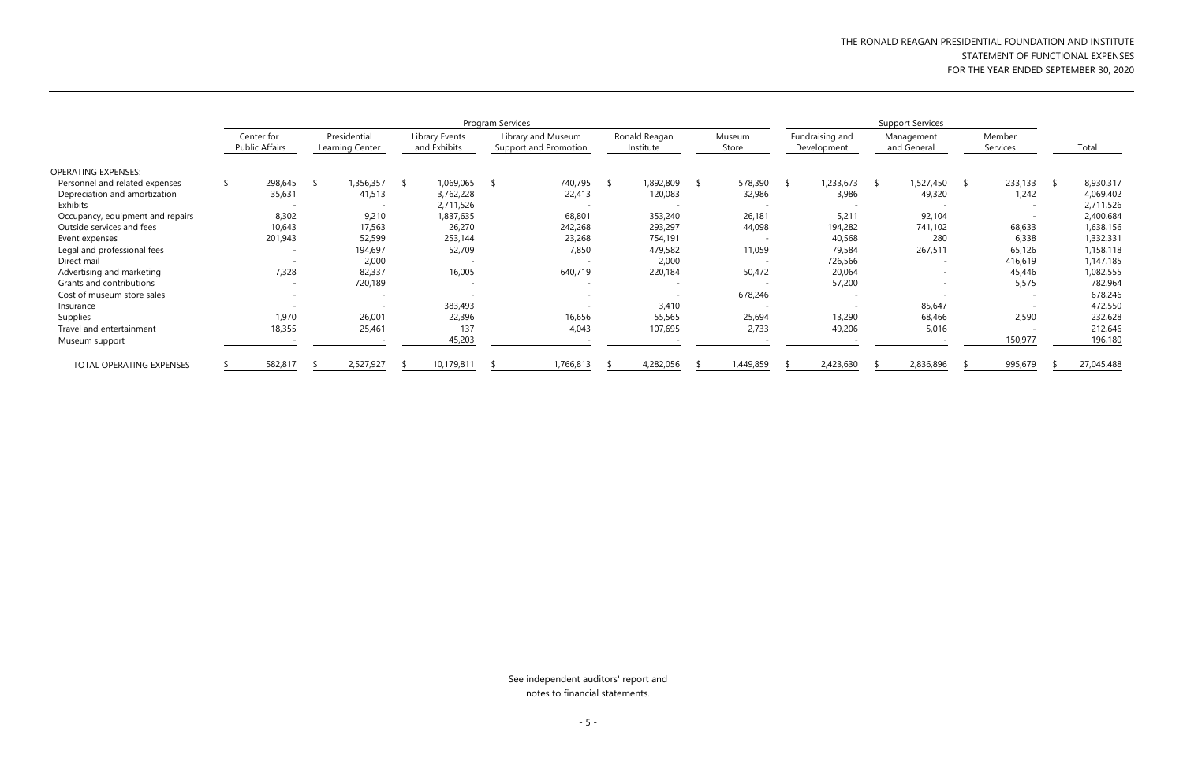# THE RONALD REAGAN PRESIDENTIAL FOUNDATION AND INSTITUTE
## STATEMENT OF FUNCTIONAL EXPENSES
## FOR THE YEAR ENDED SEPTEMBER 30, 2020

| | Program Services | | | | | | Support Services | | | |
|---|---|---|---|---|---|---|---|---|---|---|
| | Center for Public Affairs | Presidential Learning Center | Library Events and Exhibits | Library and Museum Support and Promotion | Ronald Reagan Institute | Museum Store | Fundraising and Development | Management and General | Member Services | Total |
| OPERATING EXPENSES: | | | | | | | | | | |
| Personnel and related expenses | $ 298,645 | $ 1,356,357 | $ 1,069,065 | $ 740,795 | $ 1,892,809 | $ 578,390 | $ 1,233,673 | $ 1,527,450 | $ 233,133 | $ 8,930,317 |
| Depreciation and amortization | 35,631 | 41,513 | 3,762,228 | 22,413 | 120,083 | 32,986 | 3,986 | 49,320 | 1,242 | 4,069,402 |
| Exhibits | - | - | 2,711,526 | - | - | - | - | - | - | 2,711,526 |
| Occupancy, equipment and repairs | 8,302 | 9,210 | 1,837,635 | 68,801 | 353,240 | 26,181 | 5,211 | 92,104 | - | 2,400,684 |
| Outside services and fees | 10,643 | 17,563 | 26,270 | 242,268 | 293,297 | 44,098 | 194,282 | 741,102 | 68,633 | 1,638,156 |
| Event expenses | 201,943 | 52,599 | 253,144 | 23,268 | 754,191 | - | 40,568 | 280 | 6,338 | 1,332,331 |
| Legal and professional fees | - | 194,697 | 52,709 | 7,850 | 479,582 | 11,059 | 79,584 | 267,511 | 65,126 | 1,158,118 |
| Direct mail | - | 2,000 | - | - | 2,000 | - | 726,566 | - | 416,619 | 1,147,185 |
| Advertising and marketing | 7,328 | 82,337 | 16,005 | 640,719 | 220,184 | 50,472 | 20,064 | - | 45,446 | 1,082,555 |
| Grants and contributions | - | 720,189 | - | - | - | - | 57,200 | - | 5,575 | 782,964 |
| Cost of museum store sales | - | - | - | - | - | 678,246 | - | - | - | 678,246 |
| Insurance | - | - | 383,493 | - | 3,410 | - | - | 85,647 | - | 472,550 |
| Supplies | 1,970 | 26,001 | 22,396 | 16,656 | 55,565 | 25,694 | 13,290 | 68,466 | 2,590 | 232,628 |
| Travel and entertainment | 18,355 | 25,461 | 137 | 4,043 | 107,695 | 2,733 | 49,206 | 5,016 | - | 212,646 |
| Museum support | - | - | 45,203 | - | - | - | - | - | 150,977 | 196,180 |
| TOTAL OPERATING EXPENSES | $ 582,817 | $ 2,527,927 | $ 10,179,811 | $ 1,766,813 | $ 4,282,056 | $ 1,449,859 | $ 2,423,630 | $ 2,836,896 | $ 995,679 | $ 27,045,488 |

See independent auditors' report and notes to financial statements.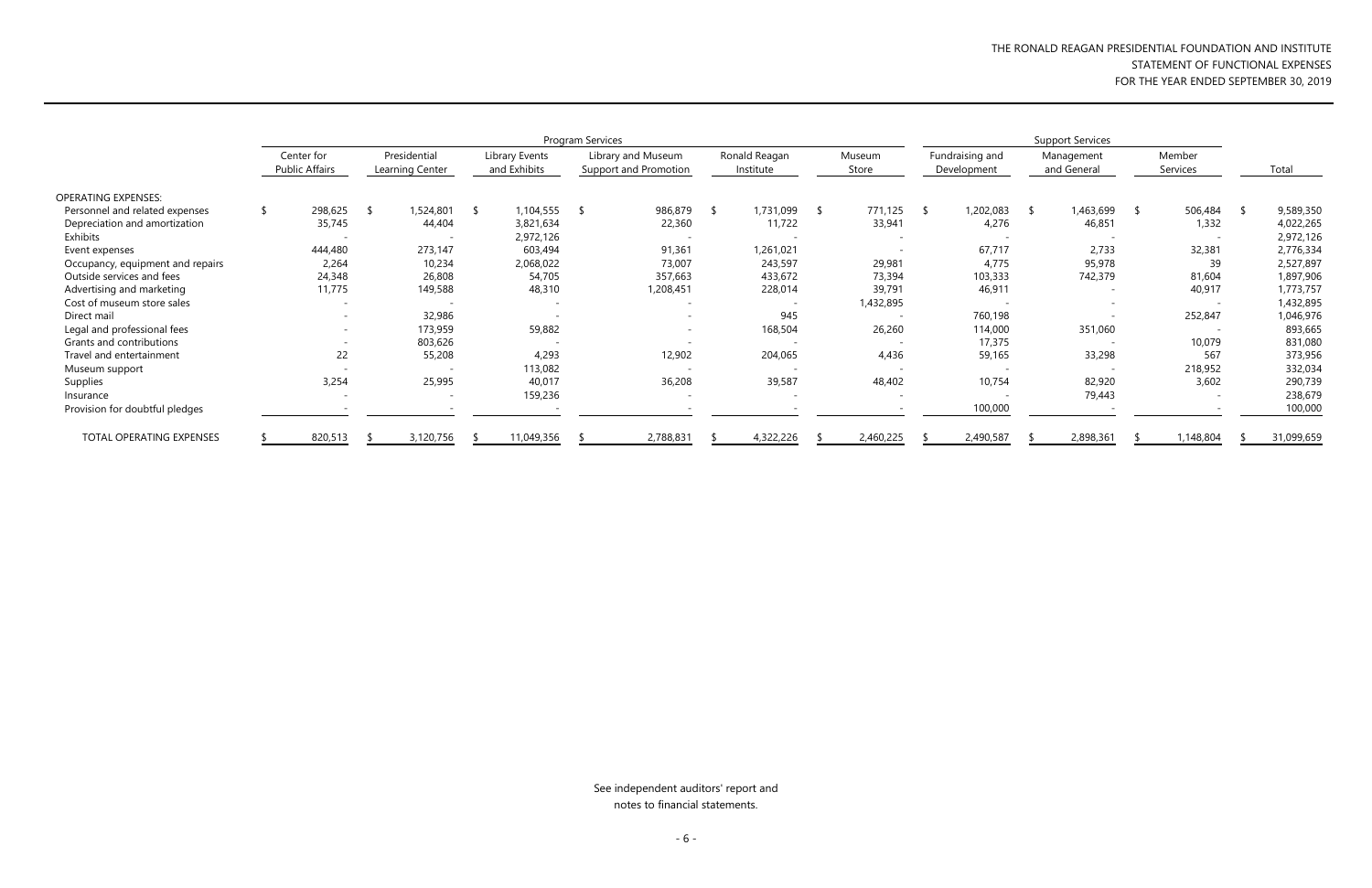# THE RONALD REAGAN PRESIDENTIAL FOUNDATION AND INSTITUTE
## STATEMENT OF FUNCTIONAL EXPENSES
### FOR THE YEAR ENDED SEPTEMBER 30, 2019

| | Program Services | | | | | | Support Services | | | |
|---|---|---|---|---|---|---|---|---|---|---|
| | Center for Public Affairs | Presidential Learning Center | Library Events and Exhibits | Library and Museum Support and Promotion | Ronald Reagan Institute | Museum Store | Fundraising and Development | Management and General | Member Services | Total |
| OPERATING EXPENSES: | | | | | | | | | | |
| Personnel and related expenses | $ 298,625 | $ 1,524,801 | $ 1,104,555 | $ 986,879 | $ 1,731,099 | $ 771,125 | $ 1,202,083 | $ 1,463,699 | $ 506,484 | $ 9,589,350 |
| Depreciation and amortization | 35,745 | 44,404 | 3,821,634 | 22,360 | 11,722 | 33,941 | 4,276 | 46,851 | 1,332 | 4,022,265 |
| Exhibits | - | - | 2,972,126 | - | - | - | - | - | - | 2,972,126 |
| Event expenses | 444,480 | 273,147 | 603,494 | 91,361 | 1,261,021 | - | 67,717 | 2,733 | 32,381 | 2,776,334 |
| Occupancy, equipment and repairs | 2,264 | 10,234 | 2,068,022 | 73,007 | 243,597 | 29,981 | 4,775 | 95,978 | 39 | 2,527,897 |
| Outside services and fees | 24,348 | 26,808 | 54,705 | 357,663 | 433,672 | 73,394 | 103,333 | 742,379 | 81,604 | 1,897,906 |
| Advertising and marketing | 11,775 | 149,588 | 48,310 | 1,208,451 | 228,014 | 39,791 | 46,911 | - | 40,917 | 1,773,757 |
| Cost of museum store sales | - | - | - | - | - | 1,432,895 | - | - | - | 1,432,895 |
| Direct mail | - | 32,986 | - | - | 945 | - | 760,198 | - | 252,847 | 1,046,976 |
| Legal and professional fees | - | 173,959 | 59,882 | - | 168,504 | 26,260 | 114,000 | 351,060 | - | 893,665 |
| Grants and contributions | - | 803,626 | - | - | - | - | 17,375 | - | 10,079 | 831,080 |
| Travel and entertainment | 22 | 55,208 | 4,293 | 12,902 | 204,065 | 4,436 | 59,165 | 33,298 | 567 | 373,956 |
| Museum support | - | - | 113,082 | - | - | - | - | - | 218,952 | 332,034 |
| Supplies | 3,254 | 25,995 | 40,017 | 36,208 | 39,587 | 48,402 | 10,754 | 82,920 | 3,602 | 290,739 |
| Insurance | - | - | 159,236 | - | - | - | - | 79,443 | - | 238,679 |
| Provision for doubtful pledges | - | - | - | - | - | - | 100,000 | - | - | 100,000 |
| TOTAL OPERATING EXPENSES | $ 820,513 | $ 3,120,756 | $ 11,049,356 | $ 2,788,831 | $ 4,322,226 | $ 2,460,225 | $ 2,490,587 | $ 2,898,361 | $ 1,148,804 | $ 31,099,659 |

See independent auditors' report and notes to financial statements.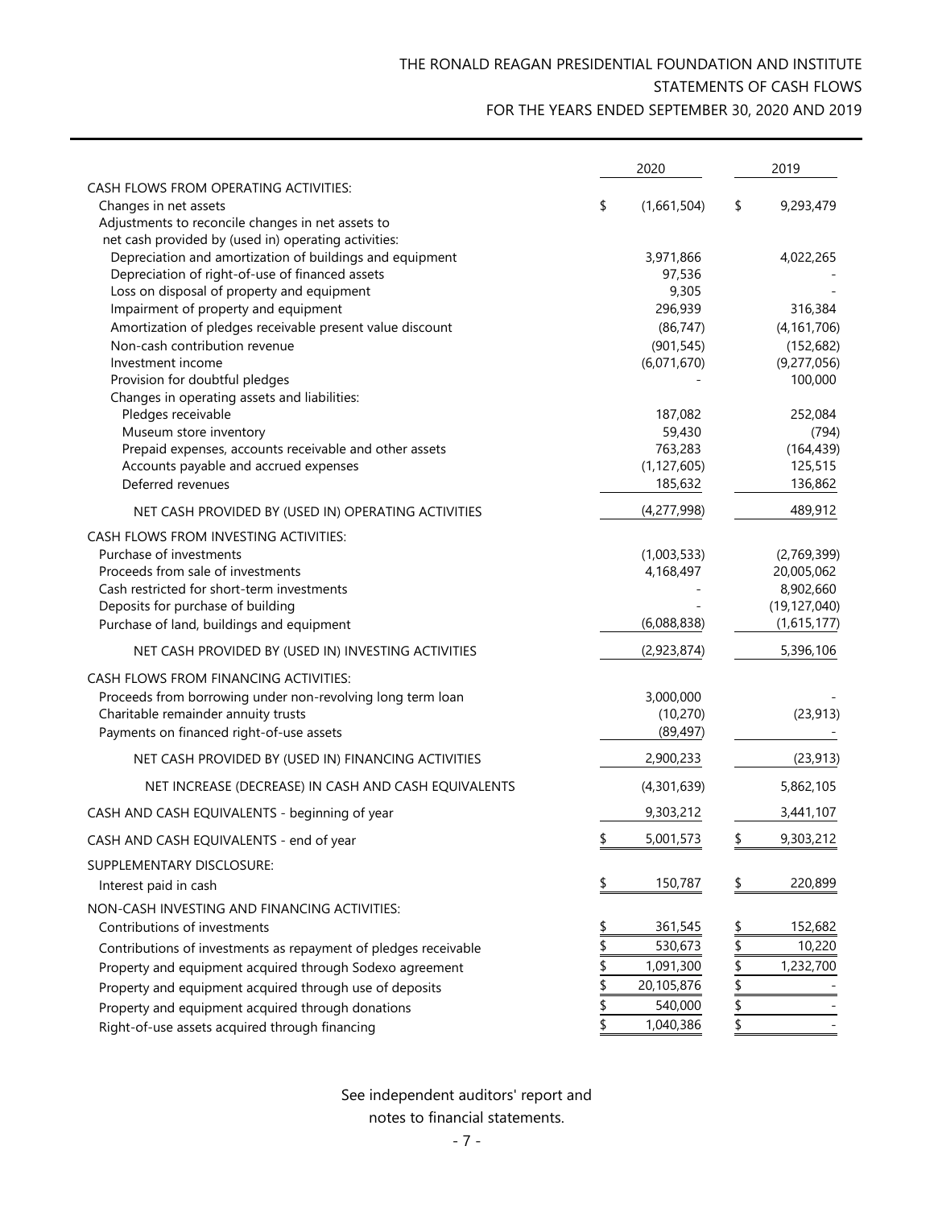# THE RONALD REAGAN PRESIDENTIAL FOUNDATION AND INSTITUTE

## STATEMENTS OF CASH FLOWS

### FOR THE YEARS ENDED SEPTEMBER 30, 2020 AND 2019

| | 2020 | 2019 |
|---|---|---|
| CASH FLOWS FROM OPERATING ACTIVITIES: | | |
| Changes in net assets | $ (1,661,504) | $ 9,293,479 |
| Adjustments to reconcile changes in net assets to net cash provided by (used in) operating activities: | | |
| Depreciation and amortization of buildings and equipment | 3,971,866 | 4,022,265 |
| Depreciation of right-of-use of financed assets | 97,536 | - |
| Loss on disposal of property and equipment | 9,305 | - |
| Impairment of property and equipment | 296,939 | 316,384 |
| Amortization of pledges receivable present value discount | (86,747) | (4,161,706) |
| Non-cash contribution revenue | (901,545) | (152,682) |
| Investment income | (6,071,670) | (9,277,056) |
| Provision for doubtful pledges | - | 100,000 |
| Changes in operating assets and liabilities: | | |
| Pledges receivable | 187,082 | 252,084 |
| Museum store inventory | 59,430 | (794) |
| Prepaid expenses, accounts receivable and other assets | 763,283 | (164,439) |
| Accounts payable and accrued expenses | (1,127,605) | 125,515 |
| Deferred revenues | 185,632 | 136,862 |
| NET CASH PROVIDED BY (USED IN) OPERATING ACTIVITIES | (4,277,998) | 489,912 |
| CASH FLOWS FROM INVESTING ACTIVITIES: | | |
| Purchase of investments | (1,003,533) | (2,769,399) |
| Proceeds from sale of investments | 4,168,497 | 20,005,062 |
| Cash restricted for short-term investments | - | 8,902,660 |
| Deposits for purchase of building | - | (19,127,040) |
| Purchase of land, buildings and equipment | (6,088,838) | (1,615,177) |
| NET CASH PROVIDED BY (USED IN) INVESTING ACTIVITIES | (2,923,874) | 5,396,106 |
| CASH FLOWS FROM FINANCING ACTIVITIES: | | |
| Proceeds from borrowing under non-revolving long term loan | 3,000,000 | - |
| Charitable remainder annuity trusts | (10,270) | (23,913) |
| Payments on financed right-of-use assets | (89,497) | - |
| NET CASH PROVIDED BY (USED IN) FINANCING ACTIVITIES | 2,900,233 | (23,913) |
| NET INCREASE (DECREASE) IN CASH AND CASH EQUIVALENTS | (4,301,639) | 5,862,105 |
| CASH AND CASH EQUIVALENTS - beginning of year | 9,303,212 | 3,441,107 |
| CASH AND CASH EQUIVALENTS - end of year | $ 5,001,573 | $ 9,303,212 |
| SUPPLEMENTARY DISCLOSURE: | | |
| Interest paid in cash | $ 150,787 | $ 220,899 |
| NON-CASH INVESTING AND FINANCING ACTIVITIES: | | |
| Contributions of investments | $ 361,545 | $ 152,682 |
| Contributions of investments as repayment of pledges receivable | $ 530,673 | $ 10,220 |
| Property and equipment acquired through Sodexo agreement | $ 1,091,300 | $ 1,232,700 |
| Property and equipment acquired through use of deposits | $ 20,105,876 | $ - |
| Property and equipment acquired through donations | $ 540,000 | $ - |
| Right-of-use assets acquired through financing | $ 1,040,386 | $ - |

See independent auditors' report and notes to financial statements.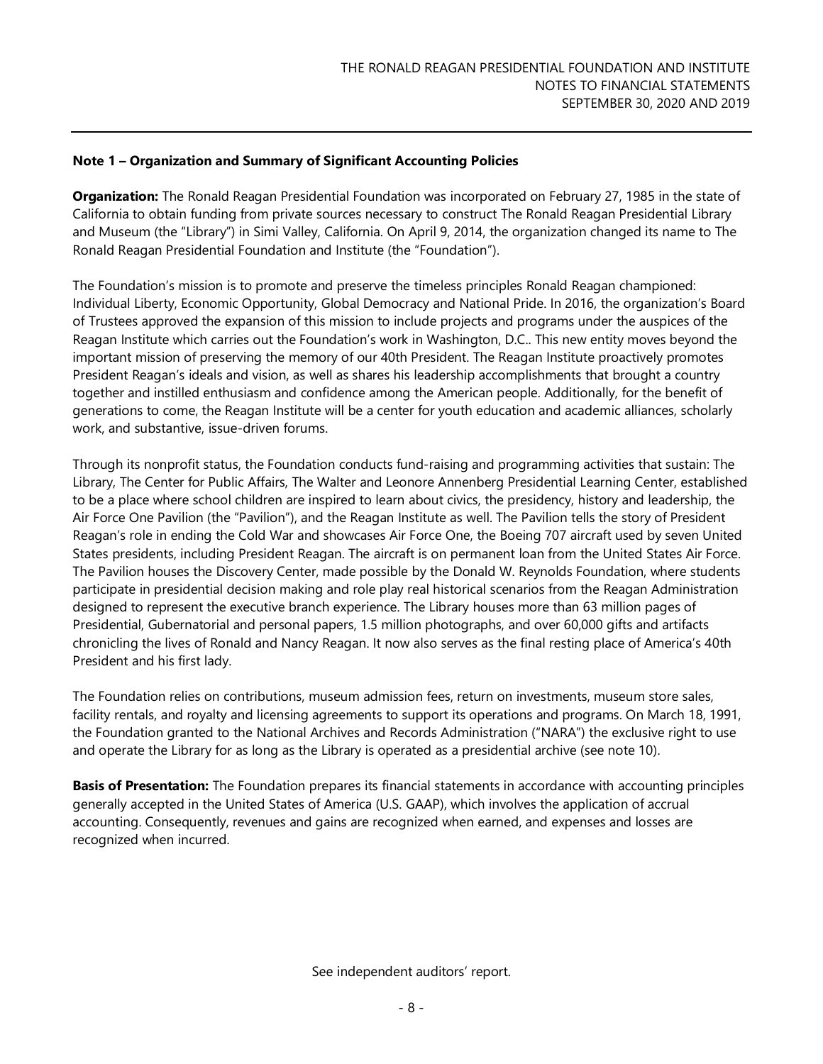## Note 1 – Organization and Summary of Significant Accounting Policies

**Organization:** The Ronald Reagan Presidential Foundation was incorporated on February 27, 1985 in the state of California to obtain funding from private sources necessary to construct The Ronald Reagan Presidential Library and Museum (the "Library") in Simi Valley, California. On April 9, 2014, the organization changed its name to The Ronald Reagan Presidential Foundation and Institute (the "Foundation").

The Foundation's mission is to promote and preserve the timeless principles Ronald Reagan championed: Individual Liberty, Economic Opportunity, Global Democracy and National Pride. In 2016, the organization's Board of Trustees approved the expansion of this mission to include projects and programs under the auspices of the Reagan Institute which carries out the Foundation's work in Washington, D.C.. This new entity moves beyond the important mission of preserving the memory of our 40th President. The Reagan Institute proactively promotes President Reagan's ideals and vision, as well as shares his leadership accomplishments that brought a country together and instilled enthusiasm and confidence among the American people. Additionally, for the benefit of generations to come, the Reagan Institute will be a center for youth education and academic alliances, scholarly work, and substantive, issue-driven forums.

Through its nonprofit status, the Foundation conducts fund-raising and programming activities that sustain: The Library, The Center for Public Affairs, The Walter and Leonore Annenberg Presidential Learning Center, established to be a place where school children are inspired to learn about civics, the presidency, history and leadership, the Air Force One Pavilion (the "Pavilion"), and the Reagan Institute as well. The Pavilion tells the story of President Reagan's role in ending the Cold War and showcases Air Force One, the Boeing 707 aircraft used by seven United States presidents, including President Reagan. The aircraft is on permanent loan from the United States Air Force. The Pavilion houses the Discovery Center, made possible by the Donald W. Reynolds Foundation, where students participate in presidential decision making and role play real historical scenarios from the Reagan Administration designed to represent the executive branch experience. The Library houses more than 63 million pages of Presidential, Gubernatorial and personal papers, 1.5 million photographs, and over 60,000 gifts and artifacts chronicling the lives of Ronald and Nancy Reagan. It now also serves as the final resting place of America's 40th President and his first lady.

The Foundation relies on contributions, museum admission fees, return on investments, museum store sales, facility rentals, and royalty and licensing agreements to support its operations and programs. On March 18, 1991, the Foundation granted to the National Archives and Records Administration ("NARA") the exclusive right to use and operate the Library for as long as the Library is operated as a presidential archive (see note 10).

**Basis of Presentation:** The Foundation prepares its financial statements in accordance with accounting principles generally accepted in the United States of America (U.S. GAAP), which involves the application of accrual accounting. Consequently, revenues and gains are recognized when earned, and expenses and losses are recognized when incurred.

See independent auditors' report.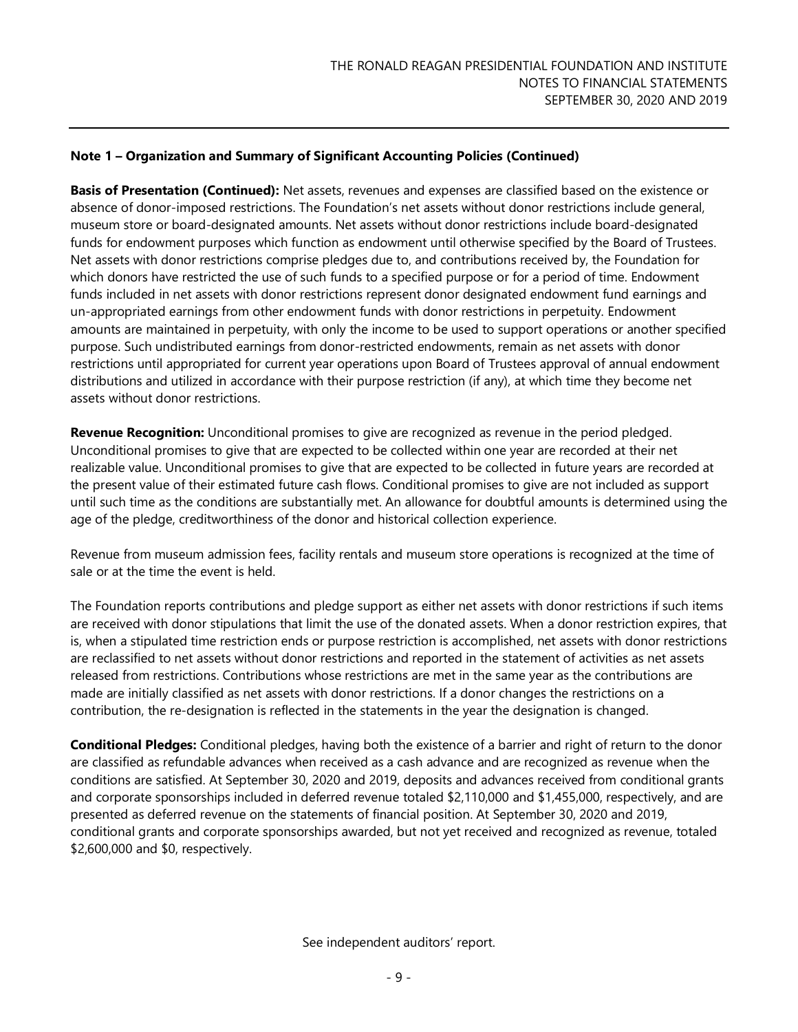### Note 1 – Organization and Summary of Significant Accounting Policies (Continued)

**Basis of Presentation (Continued):** Net assets, revenues and expenses are classified based on the existence or absence of donor-imposed restrictions. The Foundation's net assets without donor restrictions include general, museum store or board-designated amounts. Net assets without donor restrictions include board-designated funds for endowment purposes which function as endowment until otherwise specified by the Board of Trustees. Net assets with donor restrictions comprise pledges due to, and contributions received by, the Foundation for which donors have restricted the use of such funds to a specified purpose or for a period of time. Endowment funds included in net assets with donor restrictions represent donor designated endowment fund earnings and un-appropriated earnings from other endowment funds with donor restrictions in perpetuity. Endowment amounts are maintained in perpetuity, with only the income to be used to support operations or another specified purpose. Such undistributed earnings from donor-restricted endowments, remain as net assets with donor restrictions until appropriated for current year operations upon Board of Trustees approval of annual endowment distributions and utilized in accordance with their purpose restriction (if any), at which time they become net assets without donor restrictions.

**Revenue Recognition:** Unconditional promises to give are recognized as revenue in the period pledged. Unconditional promises to give that are expected to be collected within one year are recorded at their net realizable value. Unconditional promises to give that are expected to be collected in future years are recorded at the present value of their estimated future cash flows. Conditional promises to give are not included as support until such time as the conditions are substantially met. An allowance for doubtful amounts is determined using the age of the pledge, creditworthiness of the donor and historical collection experience.

Revenue from museum admission fees, facility rentals and museum store operations is recognized at the time of sale or at the time the event is held.

The Foundation reports contributions and pledge support as either net assets with donor restrictions if such items are received with donor stipulations that limit the use of the donated assets. When a donor restriction expires, that is, when a stipulated time restriction ends or purpose restriction is accomplished, net assets with donor restrictions are reclassified to net assets without donor restrictions and reported in the statement of activities as net assets released from restrictions. Contributions whose restrictions are met in the same year as the contributions are made are initially classified as net assets with donor restrictions. If a donor changes the restrictions on a contribution, the re-designation is reflected in the statements in the year the designation is changed.

**Conditional Pledges:** Conditional pledges, having both the existence of a barrier and right of return to the donor are classified as refundable advances when received as a cash advance and are recognized as revenue when the conditions are satisfied. At September 30, 2020 and 2019, deposits and advances received from conditional grants and corporate sponsorships included in deferred revenue totaled $2,110,000 and $1,455,000, respectively, and are presented as deferred revenue on the statements of financial position. At September 30, 2020 and 2019, conditional grants and corporate sponsorships awarded, but not yet received and recognized as revenue, totaled $2,600,000 and $0, respectively.

See independent auditors' report.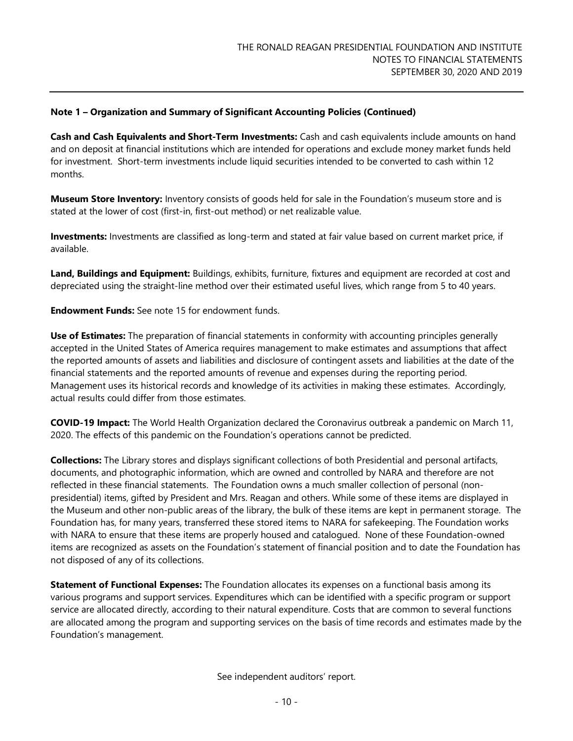## Note 1 – Organization and Summary of Significant Accounting Policies (Continued)

**Cash and Cash Equivalents and Short-Term Investments:** Cash and cash equivalents include amounts on hand and on deposit at financial institutions which are intended for operations and exclude money market funds held for investment. Short-term investments include liquid securities intended to be converted to cash within 12 months.

**Museum Store Inventory:** Inventory consists of goods held for sale in the Foundation's museum store and is stated at the lower of cost (first-in, first-out method) or net realizable value.

**Investments:** Investments are classified as long-term and stated at fair value based on current market price, if available.

**Land, Buildings and Equipment:** Buildings, exhibits, furniture, fixtures and equipment are recorded at cost and depreciated using the straight-line method over their estimated useful lives, which range from 5 to 40 years.

**Endowment Funds:** See note 15 for endowment funds.

**Use of Estimates:** The preparation of financial statements in conformity with accounting principles generally accepted in the United States of America requires management to make estimates and assumptions that affect the reported amounts of assets and liabilities and disclosure of contingent assets and liabilities at the date of the financial statements and the reported amounts of revenue and expenses during the reporting period. Management uses its historical records and knowledge of its activities in making these estimates. Accordingly, actual results could differ from those estimates.

**COVID-19 Impact:** The World Health Organization declared the Coronavirus outbreak a pandemic on March 11, 2020. The effects of this pandemic on the Foundation's operations cannot be predicted.

**Collections:** The Library stores and displays significant collections of both Presidential and personal artifacts, documents, and photographic information, which are owned and controlled by NARA and therefore are not reflected in these financial statements. The Foundation owns a much smaller collection of personal (non-presidential) items, gifted by President and Mrs. Reagan and others. While some of these items are displayed in the Museum and other non-public areas of the library, the bulk of these items are kept in permanent storage. The Foundation has, for many years, transferred these stored items to NARA for safekeeping. The Foundation works with NARA to ensure that these items are properly housed and catalogued. None of these Foundation-owned items are recognized as assets on the Foundation's statement of financial position and to date the Foundation has not disposed of any of its collections.

**Statement of Functional Expenses:** The Foundation allocates its expenses on a functional basis among its various programs and support services. Expenditures which can be identified with a specific program or support service are allocated directly, according to their natural expenditure. Costs that are common to several functions are allocated among the program and supporting services on the basis of time records and estimates made by the Foundation's management.

See independent auditors' report.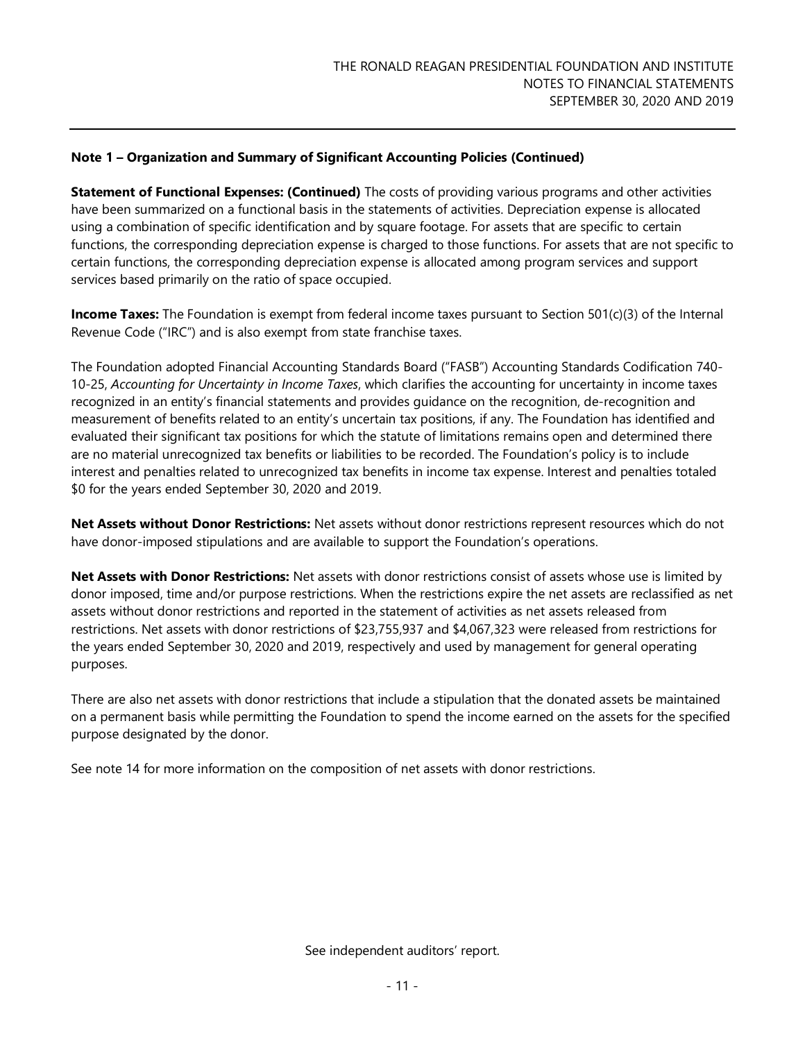**Note 1 – Organization and Summary of Significant Accounting Policies (Continued)**

**Statement of Functional Expenses: (Continued)** The costs of providing various programs and other activities have been summarized on a functional basis in the statements of activities. Depreciation expense is allocated using a combination of specific identification and by square footage. For assets that are specific to certain functions, the corresponding depreciation expense is charged to those functions. For assets that are not specific to certain functions, the corresponding depreciation expense is allocated among program services and support services based primarily on the ratio of space occupied.

**Income Taxes:** The Foundation is exempt from federal income taxes pursuant to Section 501(c)(3) of the Internal Revenue Code ("IRC") and is also exempt from state franchise taxes.

The Foundation adopted Financial Accounting Standards Board ("FASB") Accounting Standards Codification 740-10-25, *Accounting for Uncertainty in Income Taxes*, which clarifies the accounting for uncertainty in income taxes recognized in an entity's financial statements and provides guidance on the recognition, de-recognition and measurement of benefits related to an entity's uncertain tax positions, if any. The Foundation has identified and evaluated their significant tax positions for which the statute of limitations remains open and determined there are no material unrecognized tax benefits or liabilities to be recorded. The Foundation's policy is to include interest and penalties related to unrecognized tax benefits in income tax expense. Interest and penalties totaled $0 for the years ended September 30, 2020 and 2019.

**Net Assets without Donor Restrictions:** Net assets without donor restrictions represent resources which do not have donor-imposed stipulations and are available to support the Foundation's operations.

**Net Assets with Donor Restrictions:** Net assets with donor restrictions consist of assets whose use is limited by donor imposed, time and/or purpose restrictions. When the restrictions expire the net assets are reclassified as net assets without donor restrictions and reported in the statement of activities as net assets released from restrictions. Net assets with donor restrictions of $23,755,937 and $4,067,323 were released from restrictions for the years ended September 30, 2020 and 2019, respectively and used by management for general operating purposes.

There are also net assets with donor restrictions that include a stipulation that the donated assets be maintained on a permanent basis while permitting the Foundation to spend the income earned on the assets for the specified purpose designated by the donor.

See note 14 for more information on the composition of net assets with donor restrictions.

See independent auditors' report.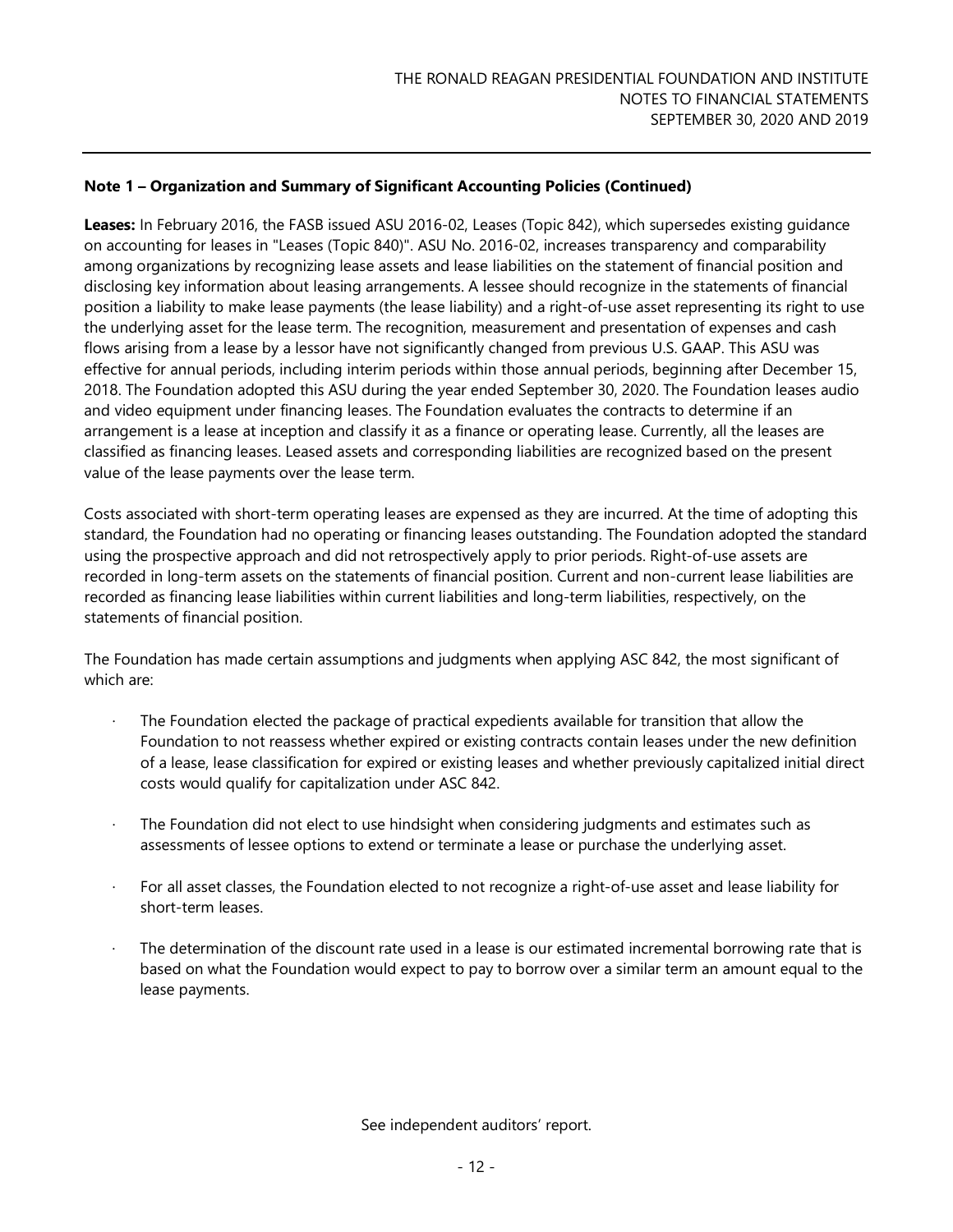**Note 1 – Organization and Summary of Significant Accounting Policies (Continued)**

**Leases:** In February 2016, the FASB issued ASU 2016-02, Leases (Topic 842), which supersedes existing guidance on accounting for leases in "Leases (Topic 840)". ASU No. 2016-02, increases transparency and comparability among organizations by recognizing lease assets and lease liabilities on the statement of financial position and disclosing key information about leasing arrangements. A lessee should recognize in the statements of financial position a liability to make lease payments (the lease liability) and a right-of-use asset representing its right to use the underlying asset for the lease term. The recognition, measurement and presentation of expenses and cash flows arising from a lease by a lessor have not significantly changed from previous U.S. GAAP. This ASU was effective for annual periods, including interim periods within those annual periods, beginning after December 15, 2018. The Foundation adopted this ASU during the year ended September 30, 2020. The Foundation leases audio and video equipment under financing leases. The Foundation evaluates the contracts to determine if an arrangement is a lease at inception and classify it as a finance or operating lease. Currently, all the leases are classified as financing leases. Leased assets and corresponding liabilities are recognized based on the present value of the lease payments over the lease term.

Costs associated with short-term operating leases are expensed as they are incurred. At the time of adopting this standard, the Foundation had no operating or financing leases outstanding. The Foundation adopted the standard using the prospective approach and did not retrospectively apply to prior periods. Right-of-use assets are recorded in long-term assets on the statements of financial position. Current and non-current lease liabilities are recorded as financing lease liabilities within current liabilities and long-term liabilities, respectively, on the statements of financial position.

The Foundation has made certain assumptions and judgments when applying ASC 842, the most significant of which are:

- The Foundation elected the package of practical expedients available for transition that allow the Foundation to not reassess whether expired or existing contracts contain leases under the new definition of a lease, lease classification for expired or existing leases and whether previously capitalized initial direct costs would qualify for capitalization under ASC 842.

- The Foundation did not elect to use hindsight when considering judgments and estimates such as assessments of lessee options to extend or terminate a lease or purchase the underlying asset.

- For all asset classes, the Foundation elected to not recognize a right-of-use asset and lease liability for short-term leases.

- The determination of the discount rate used in a lease is our estimated incremental borrowing rate that is based on what the Foundation would expect to pay to borrow over a similar term an amount equal to the lease payments.

See independent auditors' report.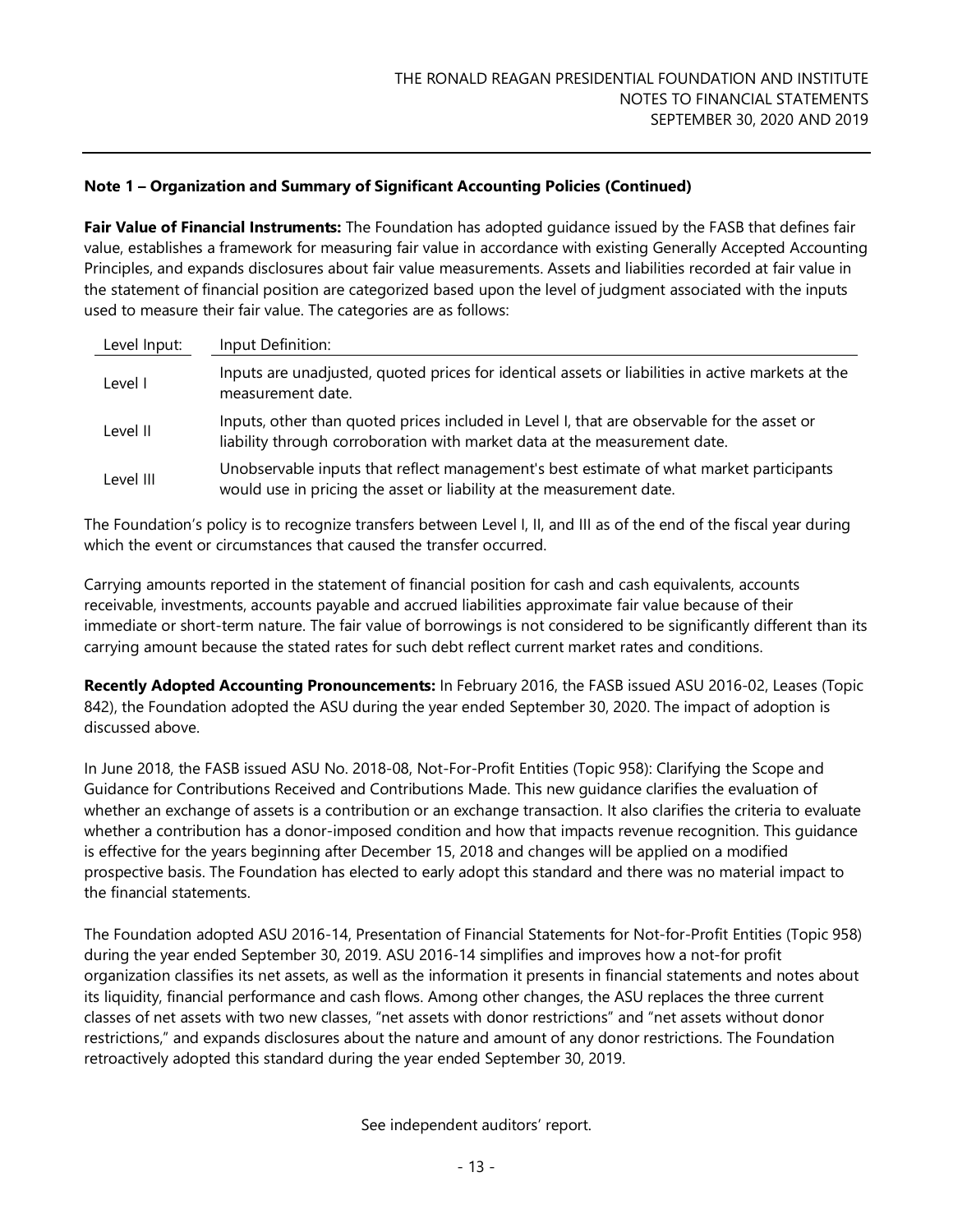**Note 1 – Organization and Summary of Significant Accounting Policies (Continued)**

**Fair Value of Financial Instruments:** The Foundation has adopted guidance issued by the FASB that defines fair value, establishes a framework for measuring fair value in accordance with existing Generally Accepted Accounting Principles, and expands disclosures about fair value measurements. Assets and liabilities recorded at fair value in the statement of financial position are categorized based upon the level of judgment associated with the inputs used to measure their fair value. The categories are as follows:

| Level Input: | Input Definition: |
|---|---|
| Level I | Inputs are unadjusted, quoted prices for identical assets or liabilities in active markets at the measurement date. |
| Level II | Inputs, other than quoted prices included in Level I, that are observable for the asset or liability through corroboration with market data at the measurement date. |
| Level III | Unobservable inputs that reflect management's best estimate of what market participants would use in pricing the asset or liability at the measurement date. |

The Foundation's policy is to recognize transfers between Level I, II, and III as of the end of the fiscal year during which the event or circumstances that caused the transfer occurred.

Carrying amounts reported in the statement of financial position for cash and cash equivalents, accounts receivable, investments, accounts payable and accrued liabilities approximate fair value because of their immediate or short-term nature. The fair value of borrowings is not considered to be significantly different than its carrying amount because the stated rates for such debt reflect current market rates and conditions.

**Recently Adopted Accounting Pronouncements:** In February 2016, the FASB issued ASU 2016-02, Leases (Topic 842), the Foundation adopted the ASU during the year ended September 30, 2020. The impact of adoption is discussed above.

In June 2018, the FASB issued ASU No. 2018-08, Not-For-Profit Entities (Topic 958): Clarifying the Scope and Guidance for Contributions Received and Contributions Made. This new guidance clarifies the evaluation of whether an exchange of assets is a contribution or an exchange transaction. It also clarifies the criteria to evaluate whether a contribution has a donor-imposed condition and how that impacts revenue recognition. This guidance is effective for the years beginning after December 15, 2018 and changes will be applied on a modified prospective basis. The Foundation has elected to early adopt this standard and there was no material impact to the financial statements.

The Foundation adopted ASU 2016-14, Presentation of Financial Statements for Not-for-Profit Entities (Topic 958) during the year ended September 30, 2019. ASU 2016-14 simplifies and improves how a not-for profit organization classifies its net assets, as well as the information it presents in financial statements and notes about its liquidity, financial performance and cash flows. Among other changes, the ASU replaces the three current classes of net assets with two new classes, "net assets with donor restrictions" and "net assets without donor restrictions," and expands disclosures about the nature and amount of any donor restrictions. The Foundation retroactively adopted this standard during the year ended September 30, 2019.

See independent auditors' report.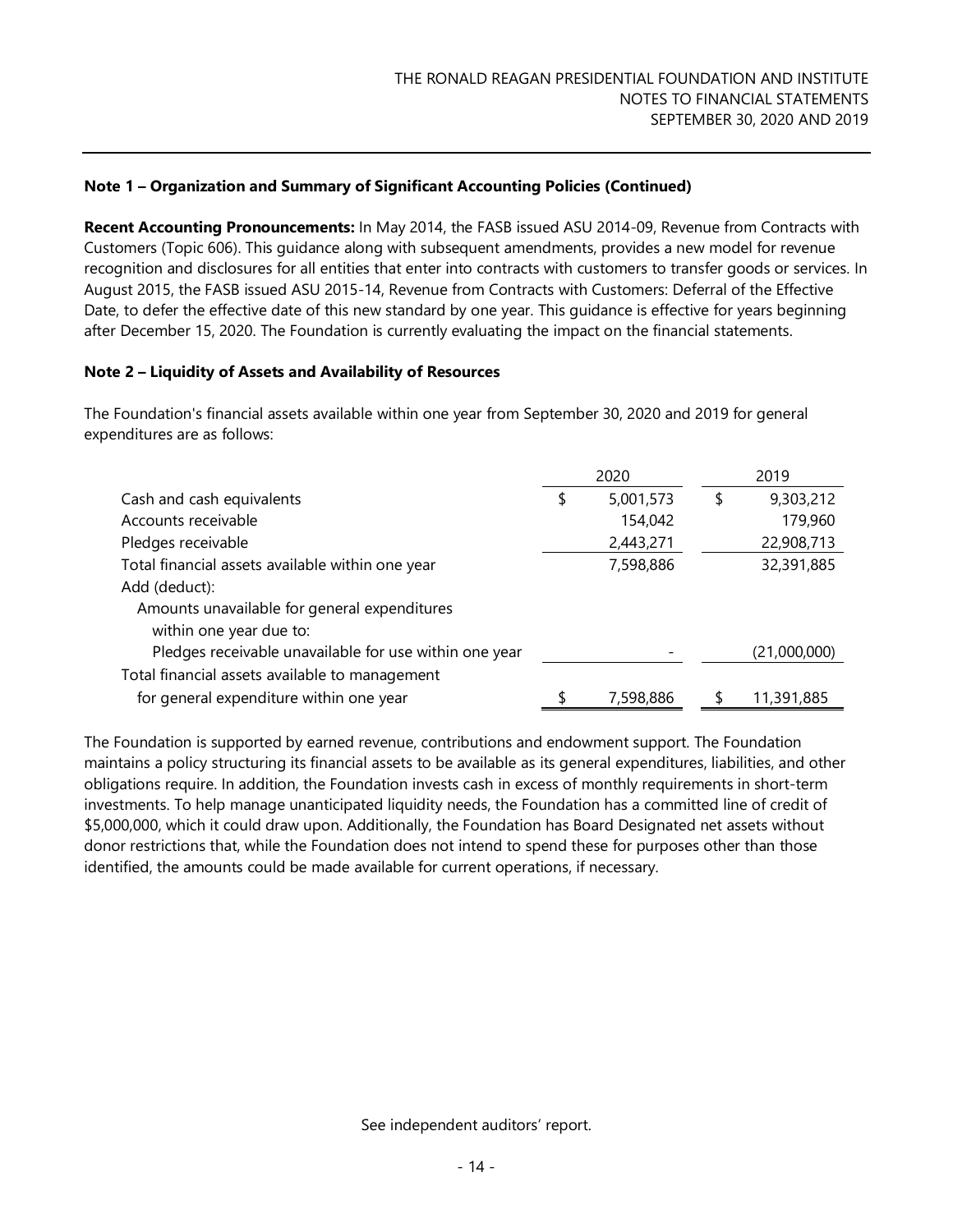**Note 1 – Organization and Summary of Significant Accounting Policies (Continued)**

**Recent Accounting Pronouncements:** In May 2014, the FASB issued ASU 2014-09, Revenue from Contracts with Customers (Topic 606). This guidance along with subsequent amendments, provides a new model for revenue recognition and disclosures for all entities that enter into contracts with customers to transfer goods or services. In August 2015, the FASB issued ASU 2015-14, Revenue from Contracts with Customers: Deferral of the Effective Date, to defer the effective date of this new standard by one year. This guidance is effective for years beginning after December 15, 2020. The Foundation is currently evaluating the impact on the financial statements.

**Note 2 – Liquidity of Assets and Availability of Resources**

The Foundation's financial assets available within one year from September 30, 2020 and 2019 for general expenditures are as follows:

| | 2020 | 2019 |
|---|---|---|
| Cash and cash equivalents | $ 5,001,573 | $ 9,303,212 |
| Accounts receivable | 154,042 | 179,960 |
| Pledges receivable | 2,443,271 | 22,908,713 |
| Total financial assets available within one year | 7,598,886 | 32,391,885 |
| Add (deduct): | | |
| Amounts unavailable for general expenditures within one year due to: | | |
| Pledges receivable unavailable for use within one year | - | (21,000,000) |
| Total financial assets available to management for general expenditure within one year | $ 7,598,886 | $ 11,391,885 |

The Foundation is supported by earned revenue, contributions and endowment support. The Foundation maintains a policy structuring its financial assets to be available as its general expenditures, liabilities, and other obligations require. In addition, the Foundation invests cash in excess of monthly requirements in short-term investments. To help manage unanticipated liquidity needs, the Foundation has a committed line of credit of $5,000,000, which it could draw upon. Additionally, the Foundation has Board Designated net assets without donor restrictions that, while the Foundation does not intend to spend these for purposes other than those identified, the amounts could be made available for current operations, if necessary.

See independent auditors' report.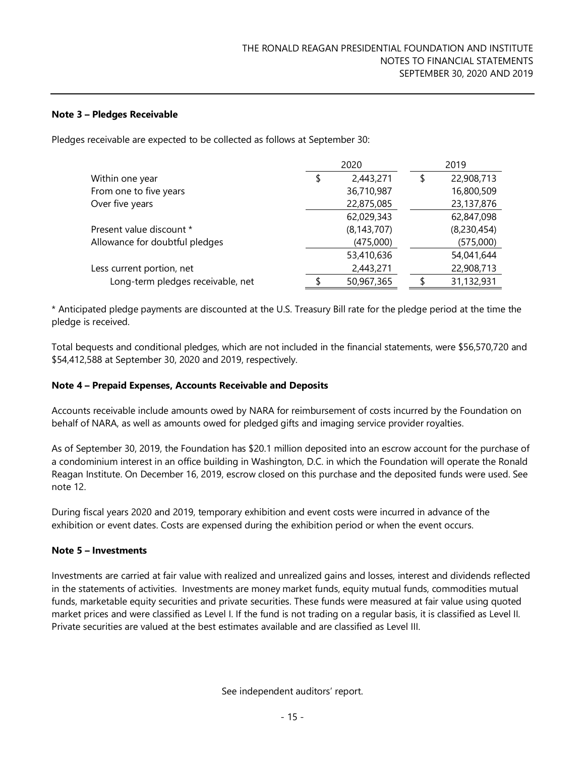## Note 3 – Pledges Receivable

Pledges receivable are expected to be collected as follows at September 30:

| | 2020 | 2019 |
|---|---|---|
| Within one year | $ 2,443,271 | $ 22,908,713 |
| From one to five years | 36,710,987 | 16,800,509 |
| Over five years | 22,875,085 | 23,137,876 |
| | 62,029,343 | 62,847,098 |
| Present value discount * | (8,143,707) | (8,230,454) |
| Allowance for doubtful pledges | (475,000) | (575,000) |
| | 53,410,636 | 54,041,644 |
| Less current portion, net | 2,443,271 | 22,908,713 |
| Long-term pledges receivable, net | $ 50,967,365 | $ 31,132,931 |

* Anticipated pledge payments are discounted at the U.S. Treasury Bill rate for the pledge period at the time the pledge is received.

Total bequests and conditional pledges, which are not included in the financial statements, were $56,570,720 and $54,412,588 at September 30, 2020 and 2019, respectively.

## Note 4 – Prepaid Expenses, Accounts Receivable and Deposits

Accounts receivable include amounts owed by NARA for reimbursement of costs incurred by the Foundation on behalf of NARA, as well as amounts owed for pledged gifts and imaging service provider royalties.

As of September 30, 2019, the Foundation has $20.1 million deposited into an escrow account for the purchase of a condominium interest in an office building in Washington, D.C. in which the Foundation will operate the Ronald Reagan Institute. On December 16, 2019, escrow closed on this purchase and the deposited funds were used. See note 12.

During fiscal years 2020 and 2019, temporary exhibition and event costs were incurred in advance of the exhibition or event dates. Costs are expensed during the exhibition period or when the event occurs.

## Note 5 – Investments

Investments are carried at fair value with realized and unrealized gains and losses, interest and dividends reflected in the statements of activities. Investments are money market funds, equity mutual funds, commodities mutual funds, marketable equity securities and private securities. These funds were measured at fair value using quoted market prices and were classified as Level I. If the fund is not trading on a regular basis, it is classified as Level II. Private securities are valued at the best estimates available and are classified as Level III.

See independent auditors' report.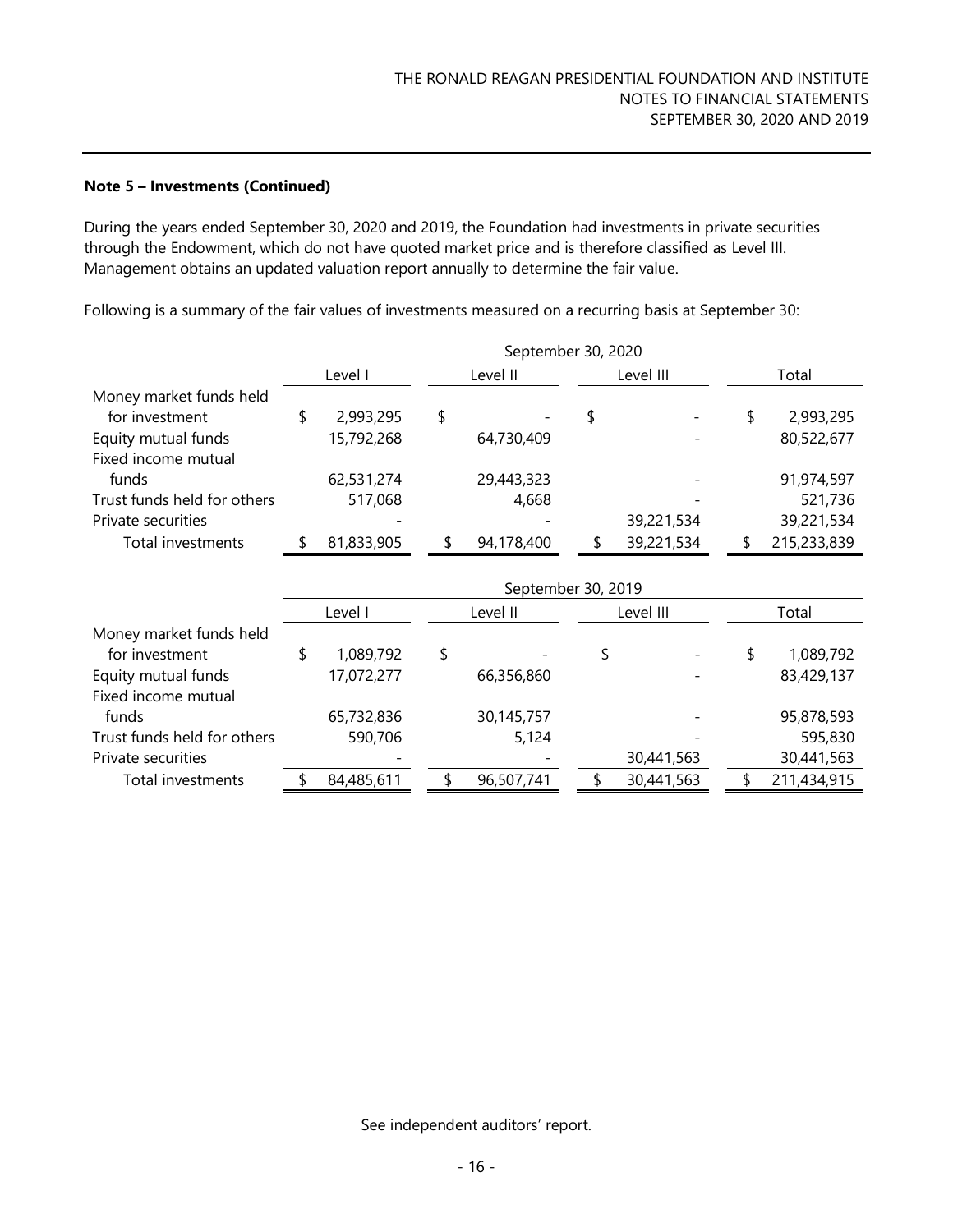**Note 5 – Investments (Continued)**

During the years ended September 30, 2020 and 2019, the Foundation had investments in private securities through the Endowment, which do not have quoted market price and is therefore classified as Level III. Management obtains an updated valuation report annually to determine the fair value.

Following is a summary of the fair values of investments measured on a recurring basis at September 30:

| | September 30, 2020 | | | |
|---|---|---|---|---|
| | Level I | Level II | Level III | Total |
| Money market funds held for investment | $ 2,993,295 | $ - | $ - | $ 2,993,295 |
| Equity mutual funds | 15,792,268 | 64,730,409 | - | 80,522,677 |
| Fixed income mutual funds | 62,531,274 | 29,443,323 | - | 91,974,597 |
| Trust funds held for others | 517,068 | 4,668 | - | 521,736 |
| Private securities | - | - | 39,221,534 | 39,221,534 |
| Total investments | $ 81,833,905 | $ 94,178,400 | $ 39,221,534 | $ 215,233,839 |

| | September 30, 2019 | | | |
|---|---|---|---|---|
| | Level I | Level II | Level III | Total |
| Money market funds held for investment | $ 1,089,792 | $ - | $ - | $ 1,089,792 |
| Equity mutual funds | 17,072,277 | 66,356,860 | - | 83,429,137 |
| Fixed income mutual funds | 65,732,836 | 30,145,757 | - | 95,878,593 |
| Trust funds held for others | 590,706 | 5,124 | - | 595,830 |
| Private securities | - | - | 30,441,563 | 30,441,563 |
| Total investments | $ 84,485,611 | $ 96,507,741 | $ 30,441,563 | $ 211,434,915 |

See independent auditors' report.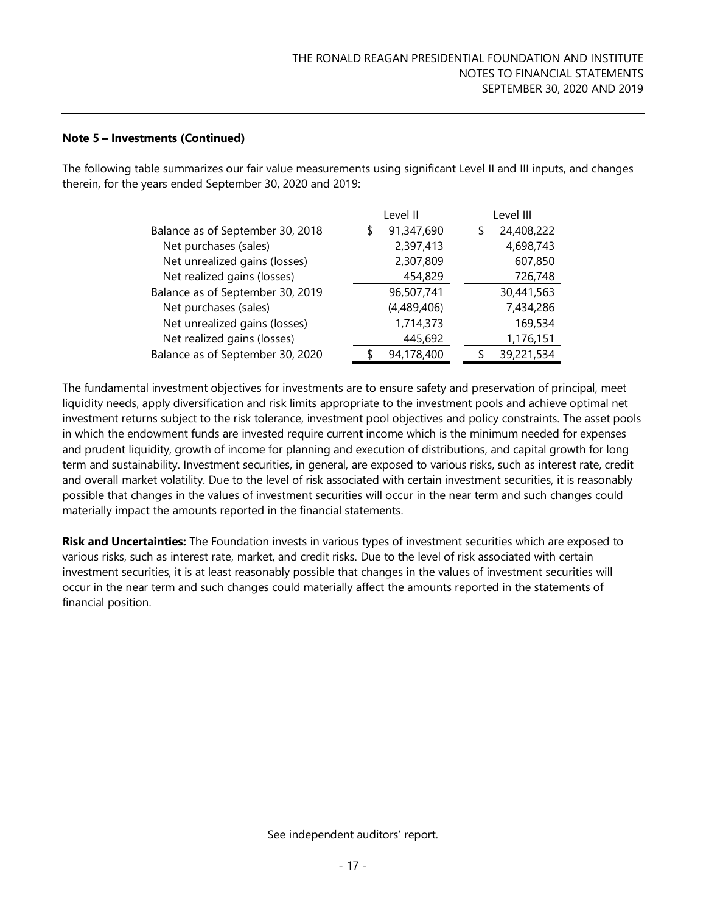### Note 5 – Investments (Continued)

The following table summarizes our fair value measurements using significant Level II and III inputs, and changes therein, for the years ended September 30, 2020 and 2019:

| | Level II | Level III |
|---|---|---|
| Balance as of September 30, 2018 | $ 91,347,690 | $ 24,408,222 |
| Net purchases (sales) | 2,397,413 | 4,698,743 |
| Net unrealized gains (losses) | 2,307,809 | 607,850 |
| Net realized gains (losses) | 454,829 | 726,748 |
| Balance as of September 30, 2019 | 96,507,741 | 30,441,563 |
| Net purchases (sales) | (4,489,406) | 7,434,286 |
| Net unrealized gains (losses) | 1,714,373 | 169,534 |
| Net realized gains (losses) | 445,692 | 1,176,151 |
| Balance as of September 30, 2020 | $ 94,178,400 | $ 39,221,534 |

The fundamental investment objectives for investments are to ensure safety and preservation of principal, meet liquidity needs, apply diversification and risk limits appropriate to the investment pools and achieve optimal net investment returns subject to the risk tolerance, investment pool objectives and policy constraints. The asset pools in which the endowment funds are invested require current income which is the minimum needed for expenses and prudent liquidity, growth of income for planning and execution of distributions, and capital growth for long term and sustainability. Investment securities, in general, are exposed to various risks, such as interest rate, credit and overall market volatility. Due to the level of risk associated with certain investment securities, it is reasonably possible that changes in the values of investment securities will occur in the near term and such changes could materially impact the amounts reported in the financial statements.

**Risk and Uncertainties:** The Foundation invests in various types of investment securities which are exposed to various risks, such as interest rate, market, and credit risks. Due to the level of risk associated with certain investment securities, it is at least reasonably possible that changes in the values of investment securities will occur in the near term and such changes could materially affect the amounts reported in the statements of financial position.

See independent auditors' report.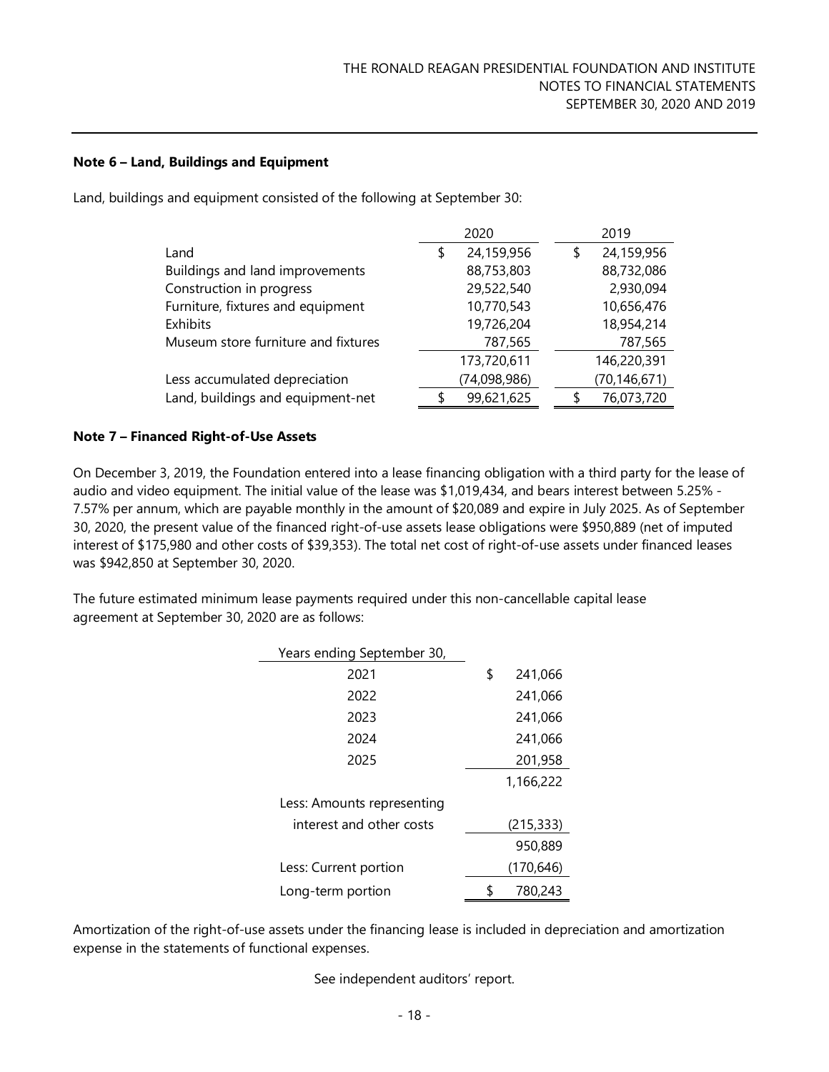### Note 6 – Land, Buildings and Equipment

Land, buildings and equipment consisted of the following at September 30:

| | 2020 | 2019 |
|---|---|---|
| Land | $ 24,159,956 | $ 24,159,956 |
| Buildings and land improvements | 88,753,803 | 88,732,086 |
| Construction in progress | 29,522,540 | 2,930,094 |
| Furniture, fixtures and equipment | 10,770,543 | 10,656,476 |
| Exhibits | 19,726,204 | 18,954,214 |
| Museum store furniture and fixtures | 787,565 | 787,565 |
| | 173,720,611 | 146,220,391 |
| Less accumulated depreciation | (74,098,986) | (70,146,671) |
| Land, buildings and equipment-net | $ 99,621,625 | $ 76,073,720 |

### Note 7 – Financed Right-of-Use Assets

On December 3, 2019, the Foundation entered into a lease financing obligation with a third party for the lease of audio and video equipment. The initial value of the lease was $1,019,434, and bears interest between 5.25% - 7.57% per annum, which are payable monthly in the amount of $20,089 and expire in July 2025. As of September 30, 2020, the present value of the financed right-of-use assets lease obligations were $950,889 (net of imputed interest of $175,980 and other costs of $39,353). The total net cost of right-of-use assets under financed leases was $942,850 at September 30, 2020.

The future estimated minimum lease payments required under this non-cancellable capital lease agreement at September 30, 2020 are as follows:

| Years ending September 30, | |
|---|---|
| 2021 | $ 241,066 |
| 2022 | 241,066 |
| 2023 | 241,066 |
| 2024 | 241,066 |
| 2025 | 201,958 |
| | 1,166,222 |
| Less: Amounts representing interest and other costs | (215,333) |
| | 950,889 |
| Less: Current portion | (170,646) |
| Long-term portion | $ 780,243 |

Amortization of the right-of-use assets under the financing lease is included in depreciation and amortization expense in the statements of functional expenses.

See independent auditors' report.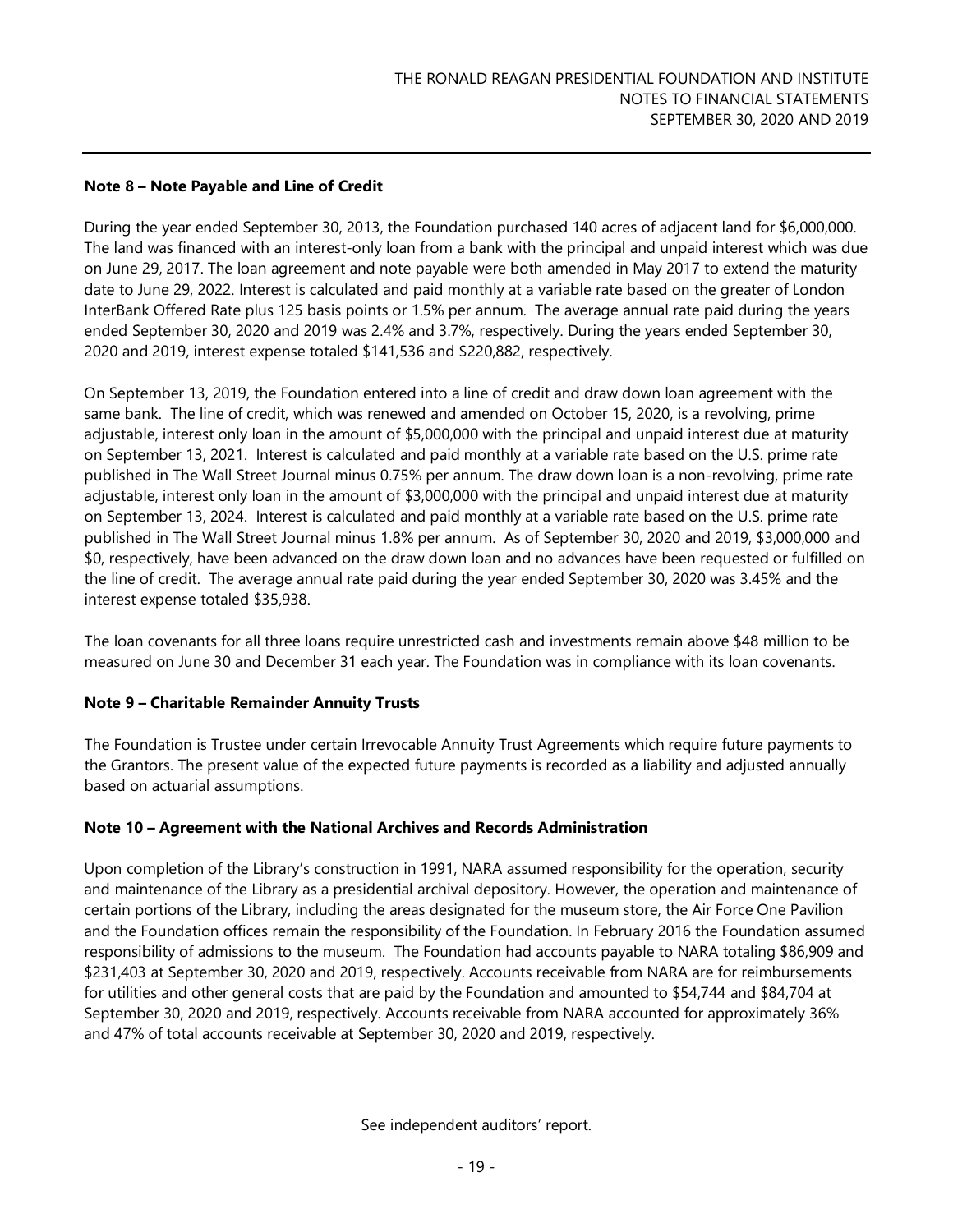## Note 8 – Note Payable and Line of Credit

During the year ended September 30, 2013, the Foundation purchased 140 acres of adjacent land for $6,000,000. The land was financed with an interest-only loan from a bank with the principal and unpaid interest which was due on June 29, 2017. The loan agreement and note payable were both amended in May 2017 to extend the maturity date to June 29, 2022. Interest is calculated and paid monthly at a variable rate based on the greater of London InterBank Offered Rate plus 125 basis points or 1.5% per annum. The average annual rate paid during the years ended September 30, 2020 and 2019 was 2.4% and 3.7%, respectively. During the years ended September 30, 2020 and 2019, interest expense totaled $141,536 and $220,882, respectively.

On September 13, 2019, the Foundation entered into a line of credit and draw down loan agreement with the same bank. The line of credit, which was renewed and amended on October 15, 2020, is a revolving, prime adjustable, interest only loan in the amount of $5,000,000 with the principal and unpaid interest due at maturity on September 13, 2021. Interest is calculated and paid monthly at a variable rate based on the U.S. prime rate published in The Wall Street Journal minus 0.75% per annum. The draw down loan is a non-revolving, prime rate adjustable, interest only loan in the amount of $3,000,000 with the principal and unpaid interest due at maturity on September 13, 2024. Interest is calculated and paid monthly at a variable rate based on the U.S. prime rate published in The Wall Street Journal minus 1.8% per annum. As of September 30, 2020 and 2019, $3,000,000 and $0, respectively, have been advanced on the draw down loan and no advances have been requested or fulfilled on the line of credit. The average annual rate paid during the year ended September 30, 2020 was 3.45% and the interest expense totaled $35,938.

The loan covenants for all three loans require unrestricted cash and investments remain above $48 million to be measured on June 30 and December 31 each year. The Foundation was in compliance with its loan covenants.

## Note 9 – Charitable Remainder Annuity Trusts

The Foundation is Trustee under certain Irrevocable Annuity Trust Agreements which require future payments to the Grantors. The present value of the expected future payments is recorded as a liability and adjusted annually based on actuarial assumptions.

## Note 10 – Agreement with the National Archives and Records Administration

Upon completion of the Library's construction in 1991, NARA assumed responsibility for the operation, security and maintenance of the Library as a presidential archival depository. However, the operation and maintenance of certain portions of the Library, including the areas designated for the museum store, the Air Force One Pavilion and the Foundation offices remain the responsibility of the Foundation. In February 2016 the Foundation assumed responsibility of admissions to the museum. The Foundation had accounts payable to NARA totaling $86,909 and $231,403 at September 30, 2020 and 2019, respectively. Accounts receivable from NARA are for reimbursements for utilities and other general costs that are paid by the Foundation and amounted to $54,744 and $84,704 at September 30, 2020 and 2019, respectively. Accounts receivable from NARA accounted for approximately 36% and 47% of total accounts receivable at September 30, 2020 and 2019, respectively.

See independent auditors' report.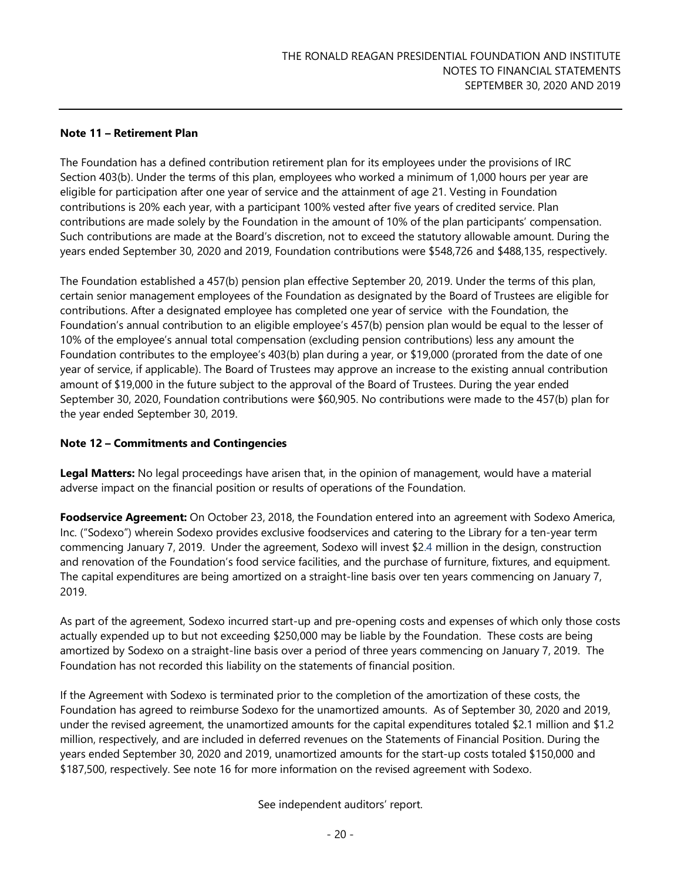### Note 11 – Retirement Plan

The Foundation has a defined contribution retirement plan for its employees under the provisions of IRC Section 403(b). Under the terms of this plan, employees who worked a minimum of 1,000 hours per year are eligible for participation after one year of service and the attainment of age 21. Vesting in Foundation contributions is 20% each year, with a participant 100% vested after five years of credited service. Plan contributions are made solely by the Foundation in the amount of 10% of the plan participants' compensation. Such contributions are made at the Board's discretion, not to exceed the statutory allowable amount. During the years ended September 30, 2020 and 2019, Foundation contributions were $548,726 and $488,135, respectively.

The Foundation established a 457(b) pension plan effective September 20, 2019. Under the terms of this plan, certain senior management employees of the Foundation as designated by the Board of Trustees are eligible for contributions. After a designated employee has completed one year of service with the Foundation, the Foundation's annual contribution to an eligible employee's 457(b) pension plan would be equal to the lesser of 10% of the employee's annual total compensation (excluding pension contributions) less any amount the Foundation contributes to the employee's 403(b) plan during a year, or $19,000 (prorated from the date of one year of service, if applicable). The Board of Trustees may approve an increase to the existing annual contribution amount of $19,000 in the future subject to the approval of the Board of Trustees. During the year ended September 30, 2020, Foundation contributions were $60,905. No contributions were made to the 457(b) plan for the year ended September 30, 2019.

### Note 12 – Commitments and Contingencies

**Legal Matters:** No legal proceedings have arisen that, in the opinion of management, would have a material adverse impact on the financial position or results of operations of the Foundation.

**Foodservice Agreement:** On October 23, 2018, the Foundation entered into an agreement with Sodexo America, Inc. ("Sodexo") wherein Sodexo provides exclusive foodservices and catering to the Library for a ten-year term commencing January 7, 2019. Under the agreement, Sodexo will invest $2.4 million in the design, construction and renovation of the Foundation's food service facilities, and the purchase of furniture, fixtures, and equipment. The capital expenditures are being amortized on a straight-line basis over ten years commencing on January 7, 2019.

As part of the agreement, Sodexo incurred start-up and pre-opening costs and expenses of which only those costs actually expended up to but not exceeding $250,000 may be liable by the Foundation. These costs are being amortized by Sodexo on a straight-line basis over a period of three years commencing on January 7, 2019. The Foundation has not recorded this liability on the statements of financial position.

If the Agreement with Sodexo is terminated prior to the completion of the amortization of these costs, the Foundation has agreed to reimburse Sodexo for the unamortized amounts. As of September 30, 2020 and 2019, under the revised agreement, the unamortized amounts for the capital expenditures totaled $2.1 million and $1.2 million, respectively, and are included in deferred revenues on the Statements of Financial Position. During the years ended September 30, 2020 and 2019, unamortized amounts for the start-up costs totaled $150,000 and $187,500, respectively. See note 16 for more information on the revised agreement with Sodexo.

See independent auditors' report.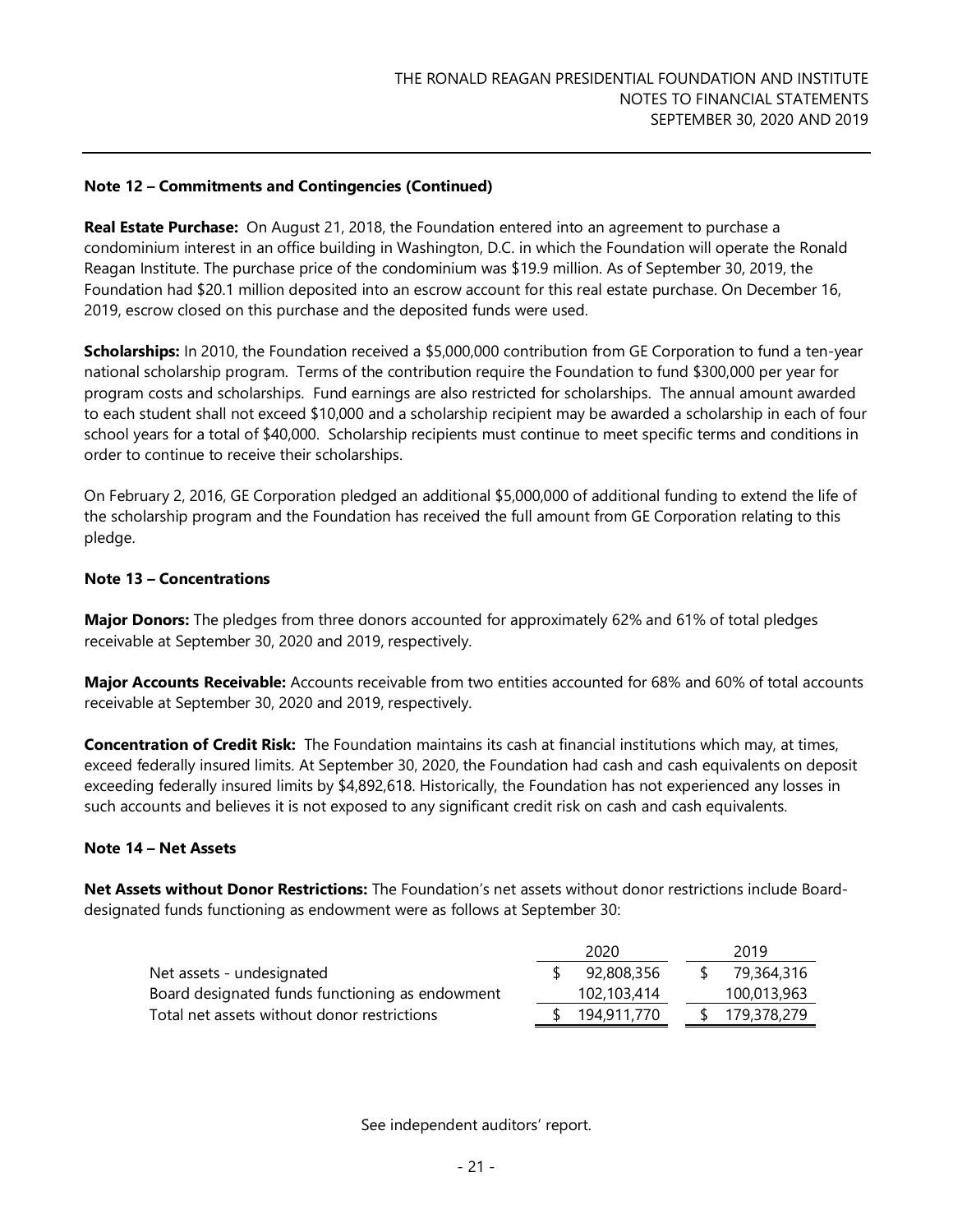**Note 12 – Commitments and Contingencies (Continued)**

**Real Estate Purchase:** On August 21, 2018, the Foundation entered into an agreement to purchase a condominium interest in an office building in Washington, D.C. in which the Foundation will operate the Ronald Reagan Institute. The purchase price of the condominium was $19.9 million. As of September 30, 2019, the Foundation had $20.1 million deposited into an escrow account for this real estate purchase. On December 16, 2019, escrow closed on this purchase and the deposited funds were used.

**Scholarships:** In 2010, the Foundation received a $5,000,000 contribution from GE Corporation to fund a ten-year national scholarship program. Terms of the contribution require the Foundation to fund $300,000 per year for program costs and scholarships. Fund earnings are also restricted for scholarships. The annual amount awarded to each student shall not exceed $10,000 and a scholarship recipient may be awarded a scholarship in each of four school years for a total of $40,000. Scholarship recipients must continue to meet specific terms and conditions in order to continue to receive their scholarships.

On February 2, 2016, GE Corporation pledged an additional $5,000,000 of additional funding to extend the life of the scholarship program and the Foundation has received the full amount from GE Corporation relating to this pledge.

**Note 13 – Concentrations**

**Major Donors:** The pledges from three donors accounted for approximately 62% and 61% of total pledges receivable at September 30, 2020 and 2019, respectively.

**Major Accounts Receivable:** Accounts receivable from two entities accounted for 68% and 60% of total accounts receivable at September 30, 2020 and 2019, respectively.

**Concentration of Credit Risk:** The Foundation maintains its cash at financial institutions which may, at times, exceed federally insured limits. At September 30, 2020, the Foundation had cash and cash equivalents on deposit exceeding federally insured limits by $4,892,618. Historically, the Foundation has not experienced any losses in such accounts and believes it is not exposed to any significant credit risk on cash and cash equivalents.

**Note 14 – Net Assets**

**Net Assets without Donor Restrictions:** The Foundation's net assets without donor restrictions include Board-designated funds functioning as endowment were as follows at September 30:

| | 2020 | 2019 |
|---|---|---|
| Net assets - undesignated | $ 92,808,356 | $ 79,364,316 |
| Board designated funds functioning as endowment | 102,103,414 | 100,013,963 |
| Total net assets without donor restrictions | $ 194,911,770 | $ 179,378,279 |

See independent auditors' report.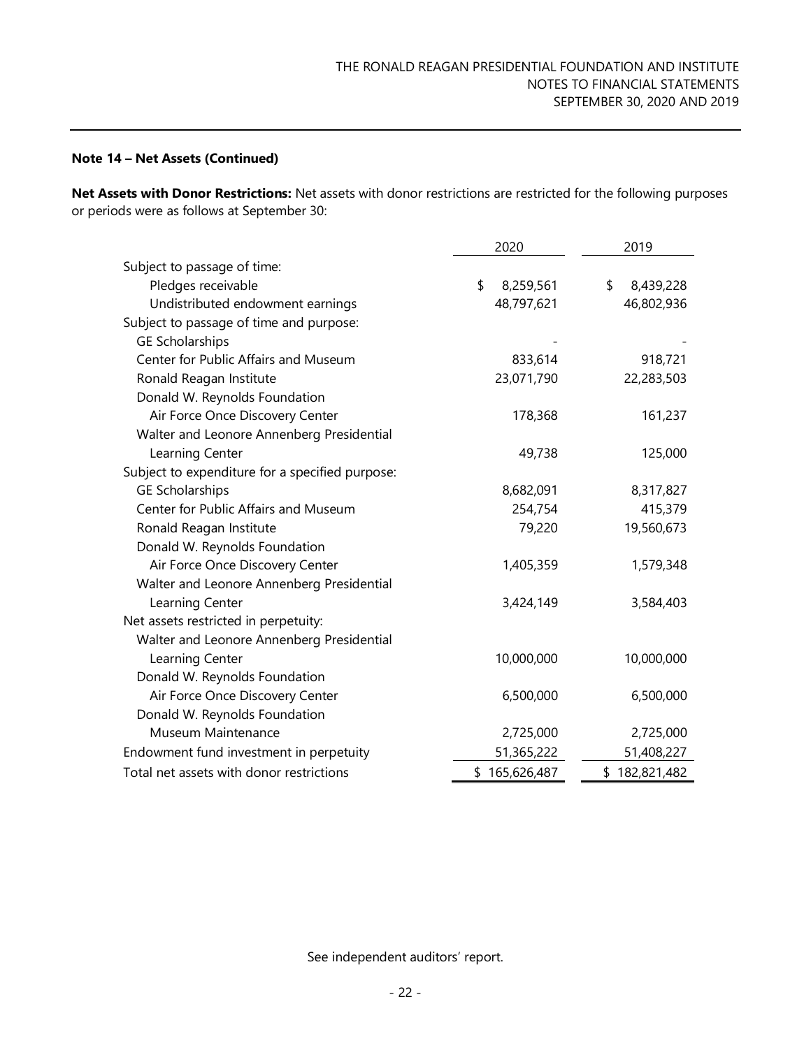### Note 14 – Net Assets (Continued)

**Net Assets with Donor Restrictions:** Net assets with donor restrictions are restricted for the following purposes or periods were as follows at September 30:

| | 2020 | 2019 |
|---|---|---|
| Subject to passage of time: | | |
| Pledges receivable | $ 8,259,561 | $ 8,439,228 |
| Undistributed endowment earnings | 48,797,621 | 46,802,936 |
| Subject to passage of time and purpose: | | |
| GE Scholarships | - | - |
| Center for Public Affairs and Museum | 833,614 | 918,721 |
| Ronald Reagan Institute | 23,071,790 | 22,283,503 |
| Donald W. Reynolds Foundation Air Force Once Discovery Center | 178,368 | 161,237 |
| Walter and Leonore Annenberg Presidential Learning Center | 49,738 | 125,000 |
| Subject to expenditure for a specified purpose: | | |
| GE Scholarships | 8,682,091 | 8,317,827 |
| Center for Public Affairs and Museum | 254,754 | 415,379 |
| Ronald Reagan Institute | 79,220 | 19,560,673 |
| Donald W. Reynolds Foundation Air Force Once Discovery Center | 1,405,359 | 1,579,348 |
| Walter and Leonore Annenberg Presidential Learning Center | 3,424,149 | 3,584,403 |
| Net assets restricted in perpetuity: | | |
| Walter and Leonore Annenberg Presidential Learning Center | 10,000,000 | 10,000,000 |
| Donald W. Reynolds Foundation Air Force Once Discovery Center | 6,500,000 | 6,500,000 |
| Donald W. Reynolds Foundation Museum Maintenance | 2,725,000 | 2,725,000 |
| Endowment fund investment in perpetuity | 51,365,222 | 51,408,227 |
| Total net assets with donor restrictions | $ 165,626,487 | $ 182,821,482 |

See independent auditors' report.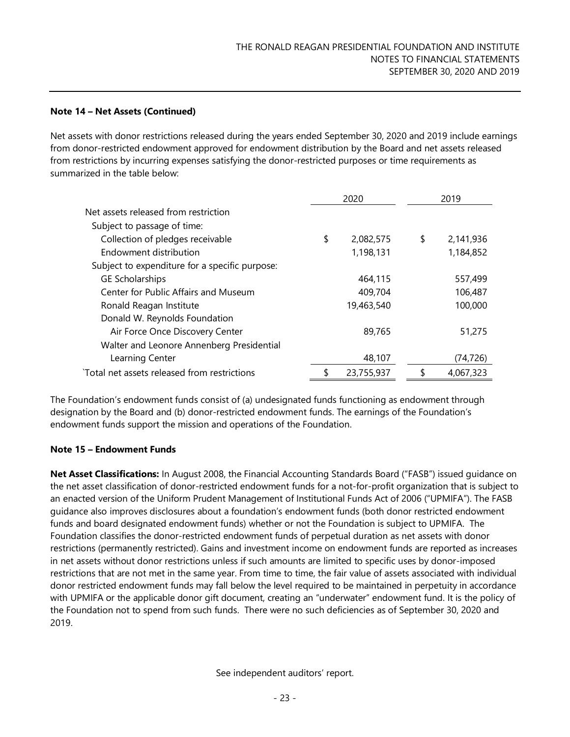**Note 14 – Net Assets (Continued)**

Net assets with donor restrictions released during the years ended September 30, 2020 and 2019 include earnings from donor-restricted endowment approved for endowment distribution by the Board and net assets released from restrictions by incurring expenses satisfying the donor-restricted purposes or time requirements as summarized in the table below:

| | 2020 | 2019 |
|---|---|---|
| Net assets released from restriction | | |
| Subject to passage of time: | | |
| Collection of pledges receivable | $ 2,082,575 | $ 2,141,936 |
| Endowment distribution | 1,198,131 | 1,184,852 |
| Subject to expenditure for a specific purpose: | | |
| GE Scholarships | 464,115 | 557,499 |
| Center for Public Affairs and Museum | 409,704 | 106,487 |
| Ronald Reagan Institute | 19,463,540 | 100,000 |
| Donald W. Reynolds Foundation | | |
| Air Force Once Discovery Center | 89,765 | 51,275 |
| Walter and Leonore Annenberg Presidential | | |
| Learning Center | 48,107 | (74,726) |
| `Total net assets released from restrictions | $ 23,755,937 | $ 4,067,323 |

The Foundation's endowment funds consist of (a) undesignated funds functioning as endowment through designation by the Board and (b) donor-restricted endowment funds. The earnings of the Foundation's endowment funds support the mission and operations of the Foundation.

**Note 15 – Endowment Funds**

**Net Asset Classifications:** In August 2008, the Financial Accounting Standards Board ("FASB") issued guidance on the net asset classification of donor-restricted endowment funds for a not-for-profit organization that is subject to an enacted version of the Uniform Prudent Management of Institutional Funds Act of 2006 ("UPMIFA"). The FASB guidance also improves disclosures about a foundation's endowment funds (both donor restricted endowment funds and board designated endowment funds) whether or not the Foundation is subject to UPMIFA. The Foundation classifies the donor-restricted endowment funds of perpetual duration as net assets with donor restrictions (permanently restricted). Gains and investment income on endowment funds are reported as increases in net assets without donor restrictions unless if such amounts are limited to specific uses by donor-imposed restrictions that are not met in the same year. From time to time, the fair value of assets associated with individual donor restricted endowment funds may fall below the level required to be maintained in perpetuity in accordance with UPMIFA or the applicable donor gift document, creating an "underwater" endowment fund. It is the policy of the Foundation not to spend from such funds. There were no such deficiencies as of September 30, 2020 and 2019.

See independent auditors' report.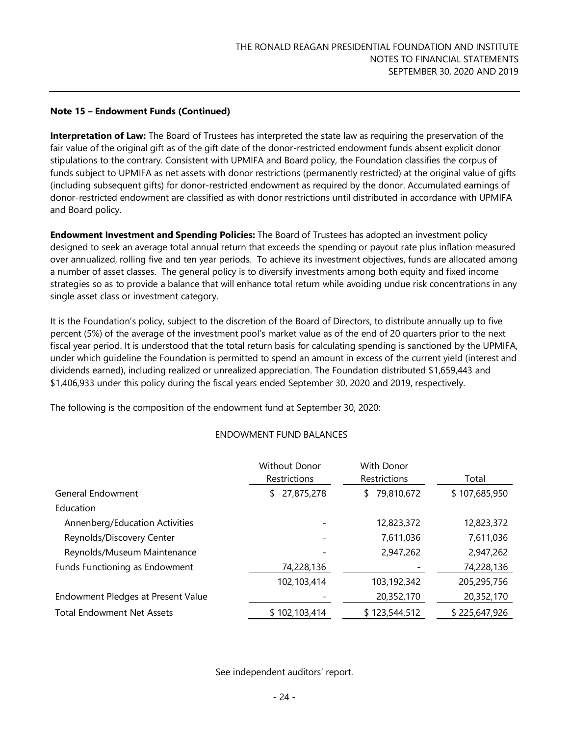### Note 15 – Endowment Funds (Continued)

**Interpretation of Law:** The Board of Trustees has interpreted the state law as requiring the preservation of the fair value of the original gift as of the gift date of the donor-restricted endowment funds absent explicit donor stipulations to the contrary. Consistent with UPMIFA and Board policy, the Foundation classifies the corpus of funds subject to UPMIFA as net assets with donor restrictions (permanently restricted) at the original value of gifts (including subsequent gifts) for donor-restricted endowment as required by the donor. Accumulated earnings of donor-restricted endowment are classified as with donor restrictions until distributed in accordance with UPMIFA and Board policy.

**Endowment Investment and Spending Policies:** The Board of Trustees has adopted an investment policy designed to seek an average total annual return that exceeds the spending or payout rate plus inflation measured over annualized, rolling five and ten year periods. To achieve its investment objectives, funds are allocated among a number of asset classes. The general policy is to diversify investments among both equity and fixed income strategies so as to provide a balance that will enhance total return while avoiding undue risk concentrations in any single asset class or investment category.

It is the Foundation's policy, subject to the discretion of the Board of Directors, to distribute annually up to five percent (5%) of the average of the investment pool's market value as of the end of 20 quarters prior to the next fiscal year period. It is understood that the total return basis for calculating spending is sanctioned by the UPMIFA, under which guideline the Foundation is permitted to spend an amount in excess of the current yield (interest and dividends earned), including realized or unrealized appreciation. The Foundation distributed $1,659,443 and $1,406,933 under this policy during the fiscal years ended September 30, 2020 and 2019, respectively.

The following is the composition of the endowment fund at September 30, 2020:

ENDOWMENT FUND BALANCES

| | Without Donor Restrictions | With Donor Restrictions | Total |
|---|---|---|---|
| General Endowment | $ 27,875,278 | $ 79,810,672 | $ 107,685,950 |
| Education | | | |
| Annenberg/Education Activities | - | 12,823,372 | 12,823,372 |
| Reynolds/Discovery Center | - | 7,611,036 | 7,611,036 |
| Reynolds/Museum Maintenance | - | 2,947,262 | 2,947,262 |
| Funds Functioning as Endowment | 74,228,136 | - | 74,228,136 |
| | 102,103,414 | 103,192,342 | 205,295,756 |
| Endowment Pledges at Present Value | - | 20,352,170 | 20,352,170 |
| Total Endowment Net Assets | $ 102,103,414 | $ 123,544,512 | $ 225,647,926 |

See independent auditors' report.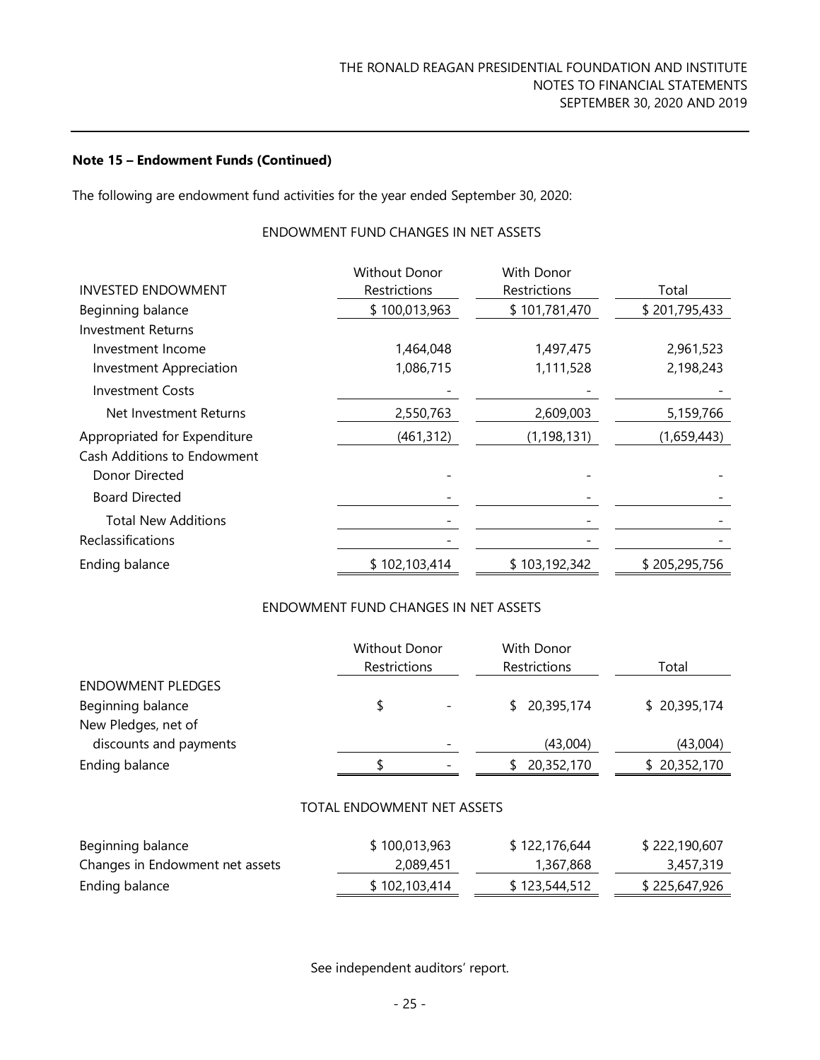**Note 15 – Endowment Funds (Continued)**

The following are endowment fund activities for the year ended September 30, 2020:

ENDOWMENT FUND CHANGES IN NET ASSETS

| INVESTED ENDOWMENT | Without Donor Restrictions | With Donor Restrictions | Total |
|---|---|---|---|
| Beginning balance | $ 100,013,963 | $ 101,781,470 | $ 201,795,433 |
| Investment Returns | | | |
| Investment Income | 1,464,048 | 1,497,475 | 2,961,523 |
| Investment Appreciation | 1,086,715 | 1,111,528 | 2,198,243 |
| Investment Costs | - | - | - |
| Net Investment Returns | 2,550,763 | 2,609,003 | 5,159,766 |
| Appropriated for Expenditure | (461,312) | (1,198,131) | (1,659,443) |
| Cash Additions to Endowment | | | |
| Donor Directed | - | - | - |
| Board Directed | - | - | - |
| Total New Additions | - | - | - |
| Reclassifications | - | - | - |
| Ending balance | $ 102,103,414 | $ 103,192,342 | $ 205,295,756 |

ENDOWMENT FUND CHANGES IN NET ASSETS

| | Without Donor Restrictions | With Donor Restrictions | Total |
|---|---|---|---|
| ENDOWMENT PLEDGES | | | |
| Beginning balance | $ - | $ 20,395,174 | $ 20,395,174 |
| New Pledges, net of discounts and payments | - | (43,004) | (43,004) |
| Ending balance | $ - | $ 20,352,170 | $ 20,352,170 |

TOTAL ENDOWMENT NET ASSETS

| | Without Donor Restrictions | With Donor Restrictions | Total |
|---|---|---|---|
| Beginning balance | $ 100,013,963 | $ 122,176,644 | $ 222,190,607 |
| Changes in Endowment net assets | 2,089,451 | 1,367,868 | 3,457,319 |
| Ending balance | $ 102,103,414 | $ 123,544,512 | $ 225,647,926 |

See independent auditors' report.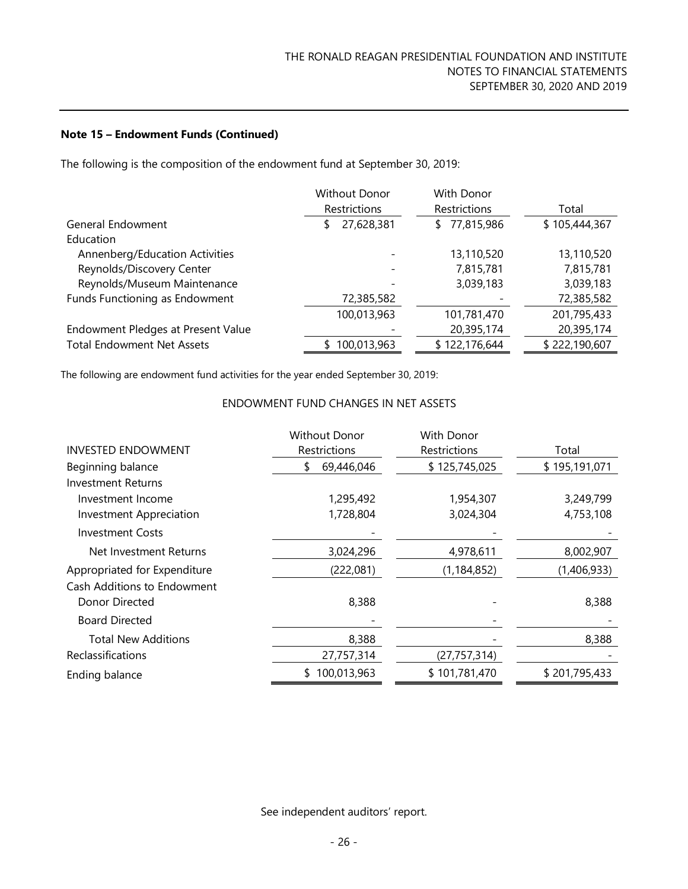**Note 15 – Endowment Funds (Continued)**

The following is the composition of the endowment fund at September 30, 2019:

| | Without Donor Restrictions | With Donor Restrictions | Total |
|---|---|---|---|
| General Endowment | $ 27,628,381 | $ 77,815,986 | $ 105,444,367 |
| Education | | | |
| Annenberg/Education Activities | - | 13,110,520 | 13,110,520 |
| Reynolds/Discovery Center | - | 7,815,781 | 7,815,781 |
| Reynolds/Museum Maintenance | - | 3,039,183 | 3,039,183 |
| Funds Functioning as Endowment | 72,385,582 | - | 72,385,582 |
| | 100,013,963 | 101,781,470 | 201,795,433 |
| Endowment Pledges at Present Value | - | 20,395,174 | 20,395,174 |
| Total Endowment Net Assets | $ 100,013,963 | $ 122,176,644 | $ 222,190,607 |

The following are endowment fund activities for the year ended September 30, 2019:

ENDOWMENT FUND CHANGES IN NET ASSETS

| INVESTED ENDOWMENT | Without Donor Restrictions | With Donor Restrictions | Total |
|---|---|---|---|
| Beginning balance | $ 69,446,046 | $ 125,745,025 | $ 195,191,071 |
| Investment Returns | | | |
| Investment Income | 1,295,492 | 1,954,307 | 3,249,799 |
| Investment Appreciation | 1,728,804 | 3,024,304 | 4,753,108 |
| Investment Costs | - | - | - |
| Net Investment Returns | 3,024,296 | 4,978,611 | 8,002,907 |
| Appropriated for Expenditure | (222,081) | (1,184,852) | (1,406,933) |
| Cash Additions to Endowment | | | |
| Donor Directed | 8,388 | - | 8,388 |
| Board Directed | - | - | - |
| Total New Additions | 8,388 | - | 8,388 |
| Reclassifications | 27,757,314 | (27,757,314) | - |
| Ending balance | $ 100,013,963 | $ 101,781,470 | $ 201,795,433 |

See independent auditors' report.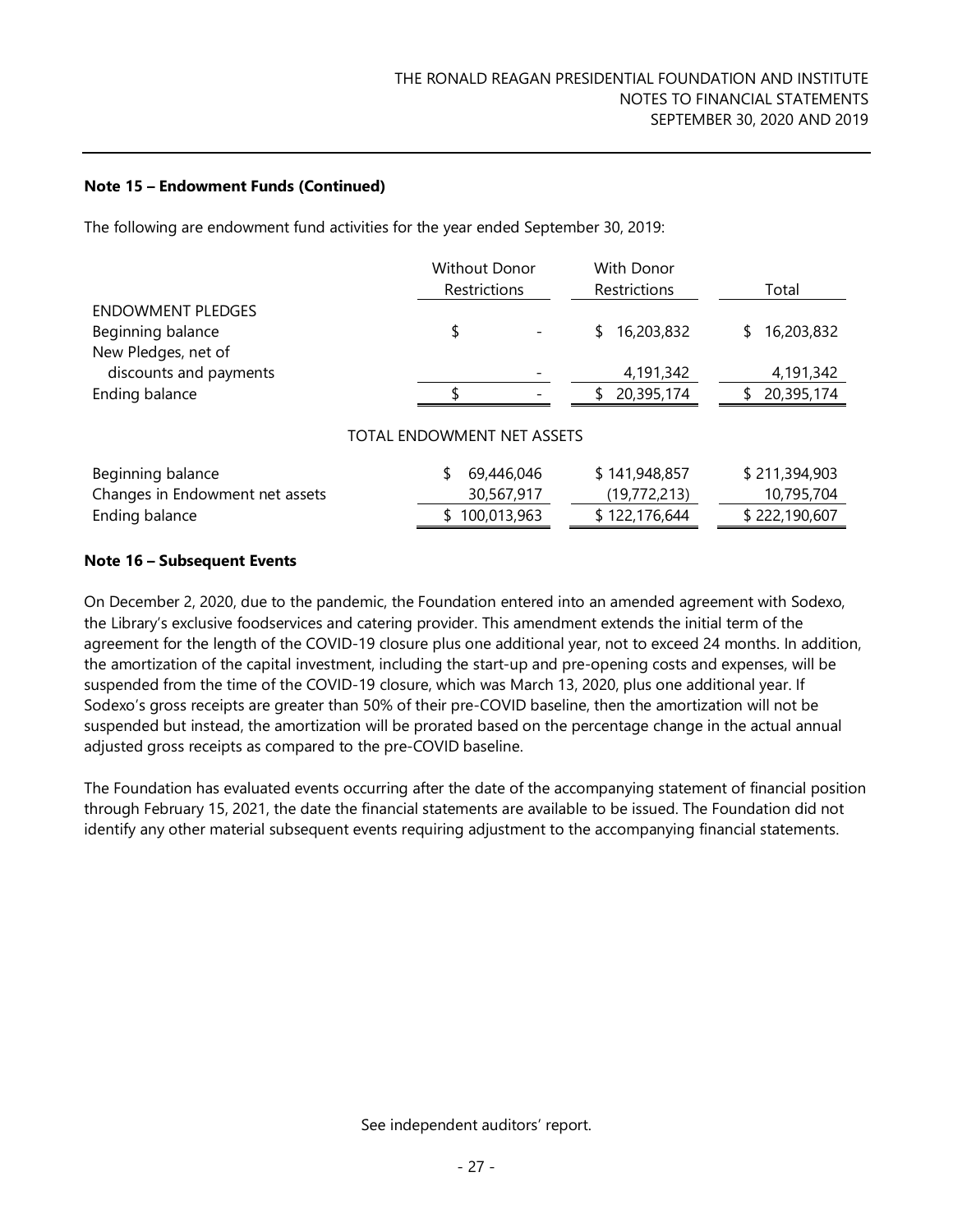**Note 15 – Endowment Funds (Continued)**

The following are endowment fund activities for the year ended September 30, 2019:

| | Without Donor Restrictions | With Donor Restrictions | Total |
|---|---|---|---|
| ENDOWMENT PLEDGES | | | |
| Beginning balance | $ - | $ 16,203,832 | $ 16,203,832 |
| New Pledges, net of discounts and payments | - | 4,191,342 | 4,191,342 |
| Ending balance | $ - | $ 20,395,174 | $ 20,395,174 |
| TOTAL ENDOWMENT NET ASSETS | | | |
| Beginning balance | $ 69,446,046 | $ 141,948,857 | $ 211,394,903 |
| Changes in Endowment net assets | 30,567,917 | (19,772,213) | 10,795,704 |
| Ending balance | $ 100,013,963 | $ 122,176,644 | $ 222,190,607 |

**Note 16 – Subsequent Events**

On December 2, 2020, due to the pandemic, the Foundation entered into an amended agreement with Sodexo, the Library's exclusive foodservices and catering provider. This amendment extends the initial term of the agreement for the length of the COVID-19 closure plus one additional year, not to exceed 24 months. In addition, the amortization of the capital investment, including the start-up and pre-opening costs and expenses, will be suspended from the time of the COVID-19 closure, which was March 13, 2020, plus one additional year. If Sodexo's gross receipts are greater than 50% of their pre-COVID baseline, then the amortization will not be suspended but instead, the amortization will be prorated based on the percentage change in the actual annual adjusted gross receipts as compared to the pre-COVID baseline.

The Foundation has evaluated events occurring after the date of the accompanying statement of financial position through February 15, 2021, the date the financial statements are available to be issued. The Foundation did not identify any other material subsequent events requiring adjustment to the accompanying financial statements.

See independent auditors' report.